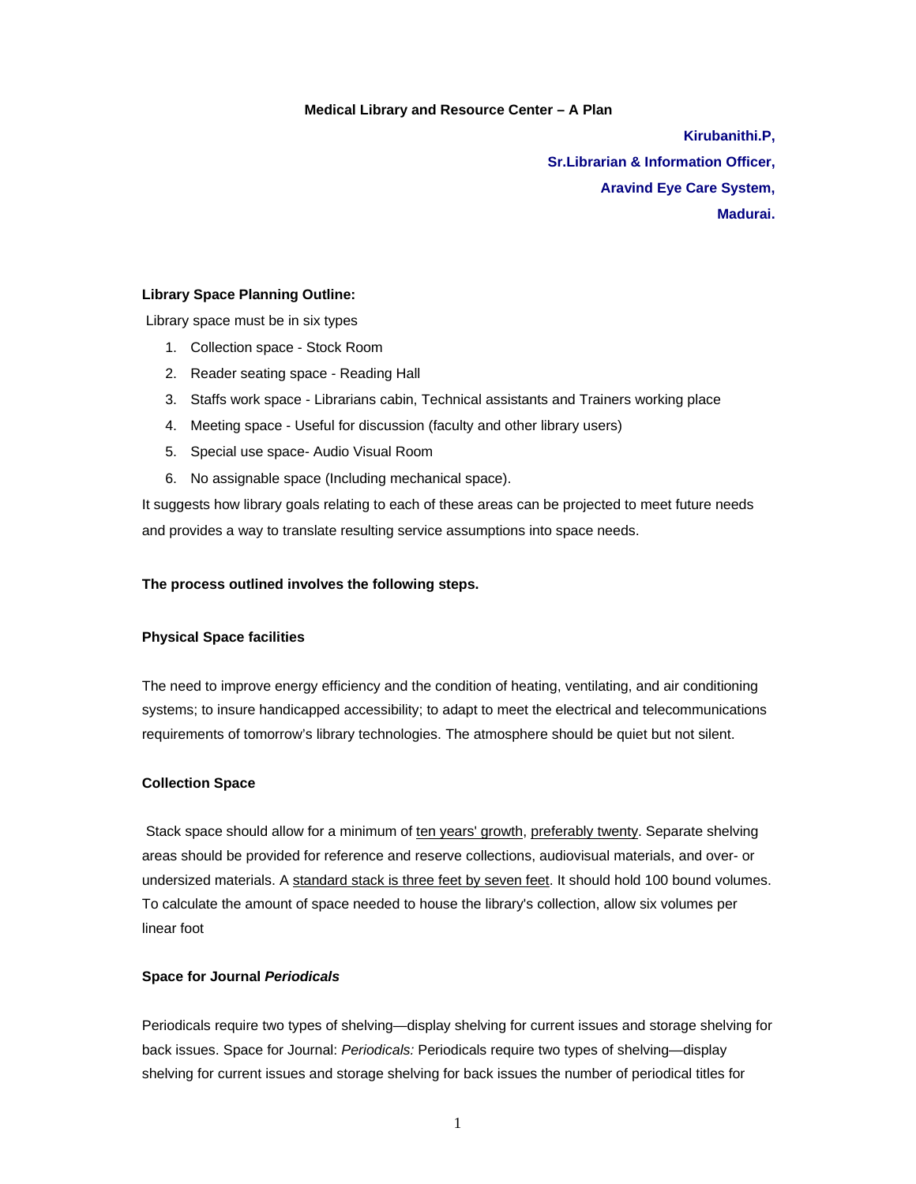# Medical Library and Resource Center – A Plan

**Kirubanithi.P,**
**Sr.Librarian & Information Officer,**
**Aravind Eye Care System,**
**Madurai.**

**Library Space Planning Outline:**

Library space must be in six types

1. Collection space - Stock Room
2. Reader seating space - Reading Hall
3. Staffs work space - Librarians cabin, Technical assistants and Trainers working place
4. Meeting space - Useful for discussion (faculty and other library users)
5. Special use space- Audio Visual Room
6. No assignable space (Including mechanical space).

It suggests how library goals relating to each of these areas can be projected to meet future needs and provides a way to translate resulting service assumptions into space needs.

**The process outlined involves the following steps.**

**Physical Space facilities**

The need to improve energy efficiency and the condition of heating, ventilating, and air conditioning systems; to insure handicapped accessibility; to adapt to meet the electrical and telecommunications requirements of tomorrow's library technologies. The atmosphere should be quiet but not silent.

**Collection Space**

Stack space should allow for a minimum of ten years' growth, preferably twenty. Separate shelving areas should be provided for reference and reserve collections, audiovisual materials, and over- or undersized materials. A standard stack is three feet by seven feet. It should hold 100 bound volumes. To calculate the amount of space needed to house the library's collection, allow six volumes per linear foot

**Space for Journal *Periodicals***

Periodicals require two types of shelving—display shelving for current issues and storage shelving for back issues. Space for Journal: *Periodicals:* Periodicals require two types of shelving—display shelving for current issues and storage shelving for back issues the number of periodical titles for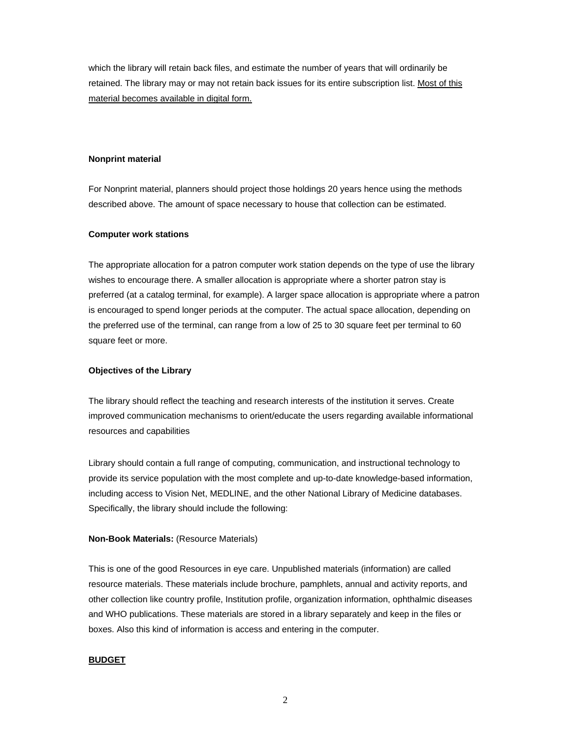which the library will retain back files, and estimate the number of years that will ordinarily be retained. The library may or may not retain back issues for its entire subscription list. <u>Most of this material becomes available in digital form.</u>

**Nonprint material**

For Nonprint material, planners should project those holdings 20 years hence using the methods described above. The amount of space necessary to house that collection can be estimated.

**Computer work stations**

The appropriate allocation for a patron computer work station depends on the type of use the library wishes to encourage there. A smaller allocation is appropriate where a shorter patron stay is preferred (at a catalog terminal, for example). A larger space allocation is appropriate where a patron is encouraged to spend longer periods at the computer. The actual space allocation, depending on the preferred use of the terminal, can range from a low of 25 to 30 square feet per terminal to 60 square feet or more.

**Objectives of the Library**

The library should reflect the teaching and research interests of the institution it serves. Create improved communication mechanisms to orient/educate the users regarding available informational resources and capabilities

Library should contain a full range of computing, communication, and instructional technology to provide its service population with the most complete and up-to-date knowledge-based information, including access to Vision Net, MEDLINE, and the other National Library of Medicine databases. Specifically, the library should include the following:

**Non-Book Materials:** (Resource Materials)

This is one of the good Resources in eye care. Unpublished materials (information) are called resource materials. These materials include brochure, pamphlets, annual and activity reports, and other collection like country profile, Institution profile, organization information, ophthalmic diseases and WHO publications. These materials are stored in a library separately and keep in the files or boxes. Also this kind of information is access and entering in the computer.

**<u>BUDGET</u>**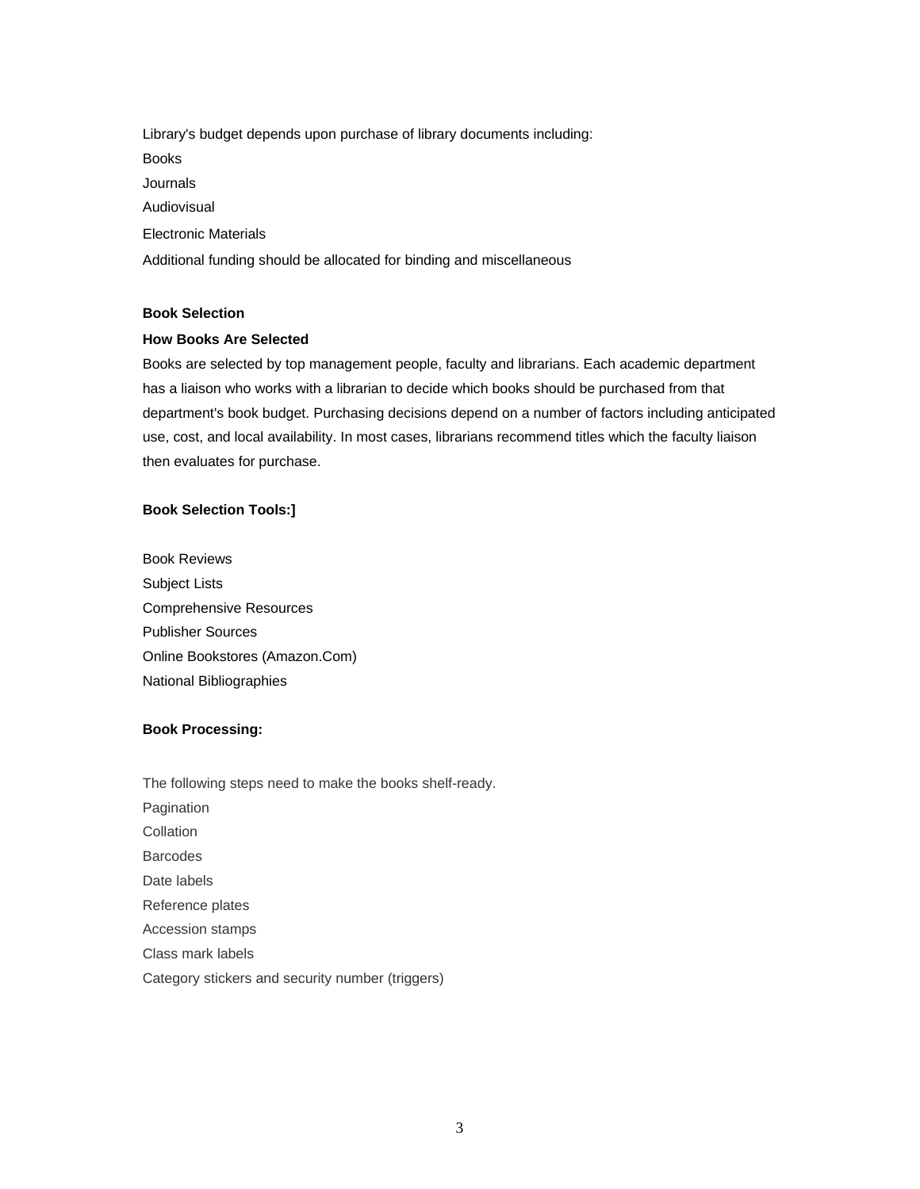Library's budget depends upon purchase of library documents including:

Books

Journals

Audiovisual

Electronic Materials

Additional funding should be allocated for binding and miscellaneous

**Book Selection**

**How Books Are Selected**

Books are selected by top management people, faculty and librarians. Each academic department has a liaison who works with a librarian to decide which books should be purchased from that department's book budget. Purchasing decisions depend on a number of factors including anticipated use, cost, and local availability. In most cases, librarians recommend titles which the faculty liaison then evaluates for purchase.

**Book Selection Tools:]**

Book Reviews

Subject Lists

Comprehensive Resources

Publisher Sources

Online Bookstores (Amazon.Com)

National Bibliographies

**Book Processing:**

The following steps need to make the books shelf-ready.

Pagination

Collation

Barcodes

Date labels

Reference plates

Accession stamps

Class mark labels

Category stickers and security number (triggers)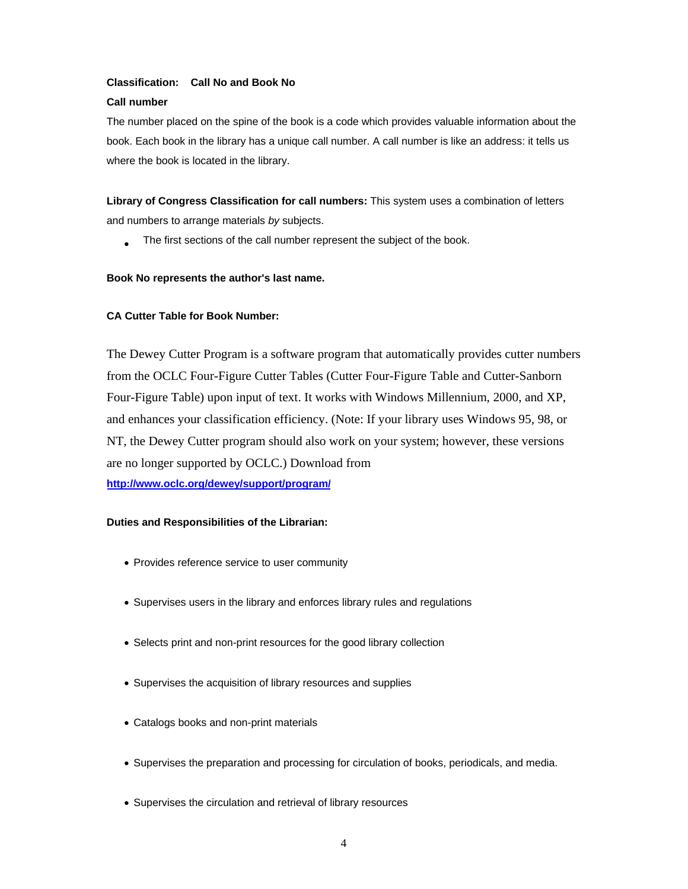**Classification: Call No and Book No**

**Call number**

The number placed on the spine of the book is a code which provides valuable information about the book. Each book in the library has a unique call number. A call number is like an address: it tells us where the book is located in the library.

**Library of Congress Classification for call numbers:** This system uses a combination of letters and numbers to arrange materials *by* subjects.

- The first sections of the call number represent the subject of the book.

**Book No represents the author's last name.**

**CA Cutter Table for Book Number:**

The Dewey Cutter Program is a software program that automatically provides cutter numbers from the OCLC Four-Figure Cutter Tables (Cutter Four-Figure Table and Cutter-Sanborn Four-Figure Table) upon input of text. It works with Windows Millennium, 2000, and XP, and enhances your classification efficiency. (Note: If your library uses Windows 95, 98, or NT, the Dewey Cutter program should also work on your system; however, these versions are no longer supported by OCLC.) Download from
http://www.oclc.org/dewey/support/program/

**Duties and Responsibilities of the Librarian:**

- Provides reference service to user community
- Supervises users in the library and enforces library rules and regulations
- Selects print and non-print resources for the good library collection
- Supervises the acquisition of library resources and supplies
- Catalogs books and non-print materials
- Supervises the preparation and processing for circulation of books, periodicals, and media.
- Supervises the circulation and retrieval of library resources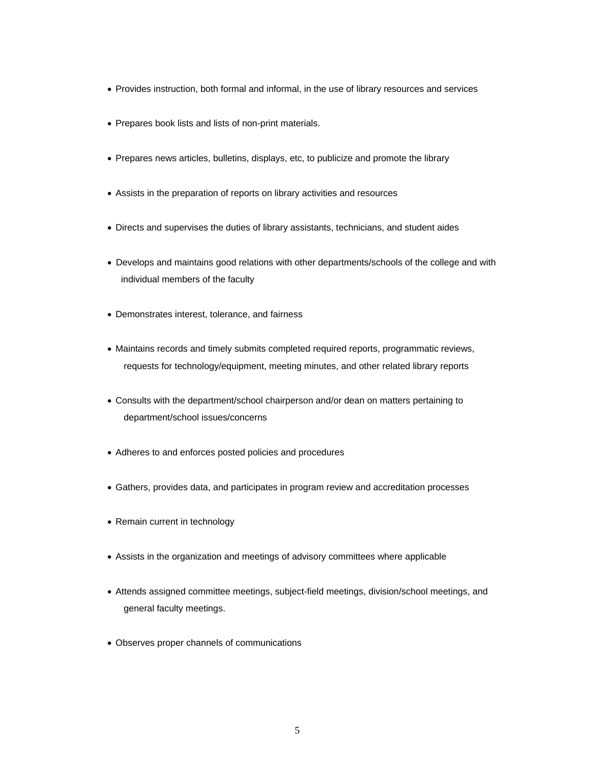- Provides instruction, both formal and informal, in the use of library resources and services
- Prepares book lists and lists of non-print materials.
- Prepares news articles, bulletins, displays, etc, to publicize and promote the library
- Assists in the preparation of reports on library activities and resources
- Directs and supervises the duties of library assistants, technicians, and student aides
- Develops and maintains good relations with other departments/schools of the college and with individual members of the faculty
- Demonstrates interest, tolerance, and fairness
- Maintains records and timely submits completed required reports, programmatic reviews, requests for technology/equipment, meeting minutes, and other related library reports
- Consults with the department/school chairperson and/or dean on matters pertaining to department/school issues/concerns
- Adheres to and enforces posted policies and procedures
- Gathers, provides data, and participates in program review and accreditation processes
- Remain current in technology
- Assists in the organization and meetings of advisory committees where applicable
- Attends assigned committee meetings, subject-field meetings, division/school meetings, and general faculty meetings.
- Observes proper channels of communications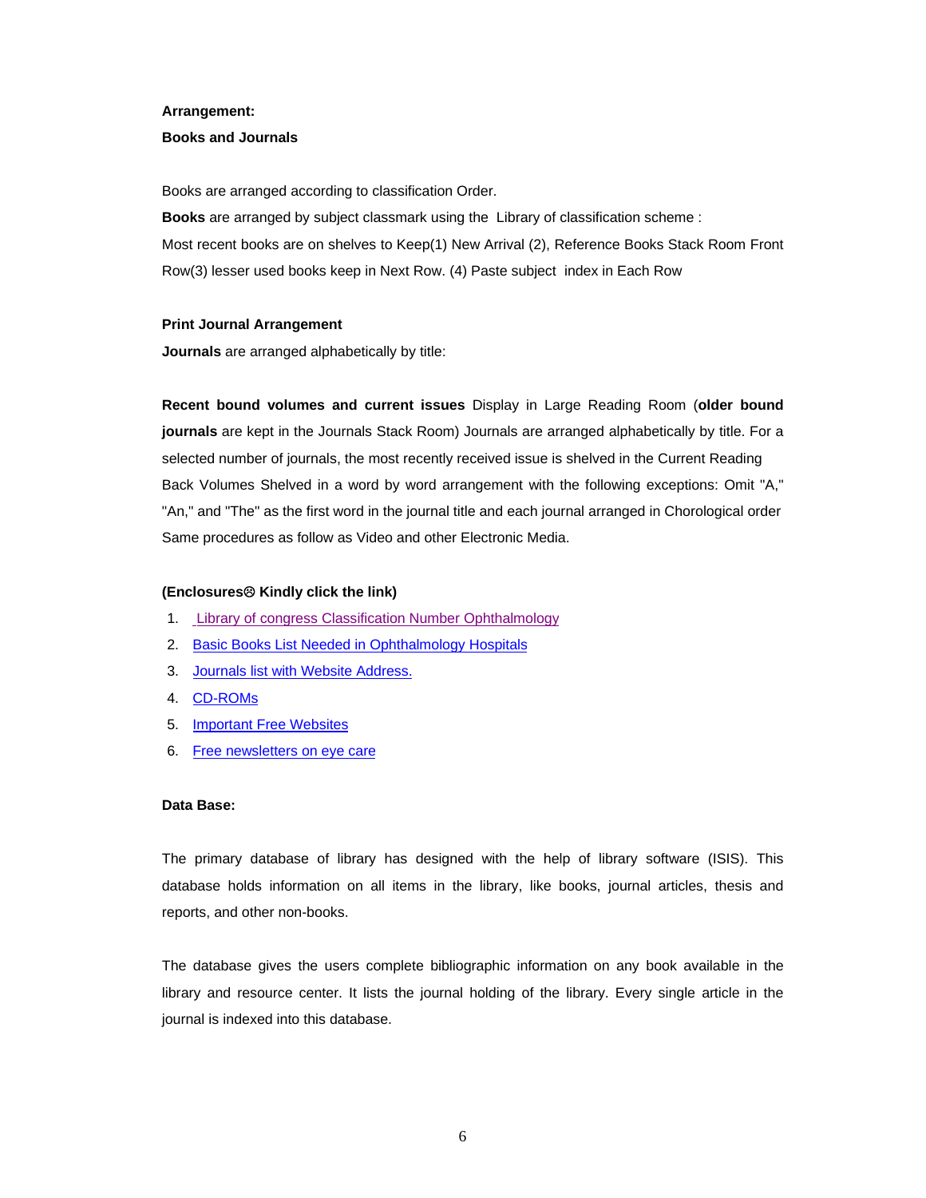**Arrangement:**

**Books and Journals**

Books are arranged according to classification Order.

**Books** are arranged by subject classmark using the Library of classification scheme :

Most recent books are on shelves to Keep(1) New Arrival (2), Reference Books Stack Room Front Row(3) lesser used books keep in Next Row. (4) Paste subject index in Each Row

**Print Journal Arrangement**

**Journals** are arranged alphabetically by title:

**Recent bound volumes and current issues** Display in Large Reading Room (**older bound journals** are kept in the Journals Stack Room) Journals are arranged alphabetically by title. For a selected number of journals, the most recently received issue is shelved in the Current Reading Back Volumes Shelved in a word by word arrangement with the following exceptions: Omit "A," "An," and "The" as the first word in the journal title and each journal arranged in Chorological order Same procedures as follow as Video and other Electronic Media.

**(Enclosures☹ Kindly click the link)**

1. Library of congress Classification Number Ophthalmology
2. Basic Books List Needed in Ophthalmology Hospitals
3. Journals list with Website Address.
4. CD-ROMs
5. Important Free Websites
6. Free newsletters on eye care

**Data Base:**

The primary database of library has designed with the help of library software (ISIS). This database holds information on all items in the library, like books, journal articles, thesis and reports, and other non-books.

The database gives the users complete bibliographic information on any book available in the library and resource center. It lists the journal holding of the library. Every single article in the journal is indexed into this database.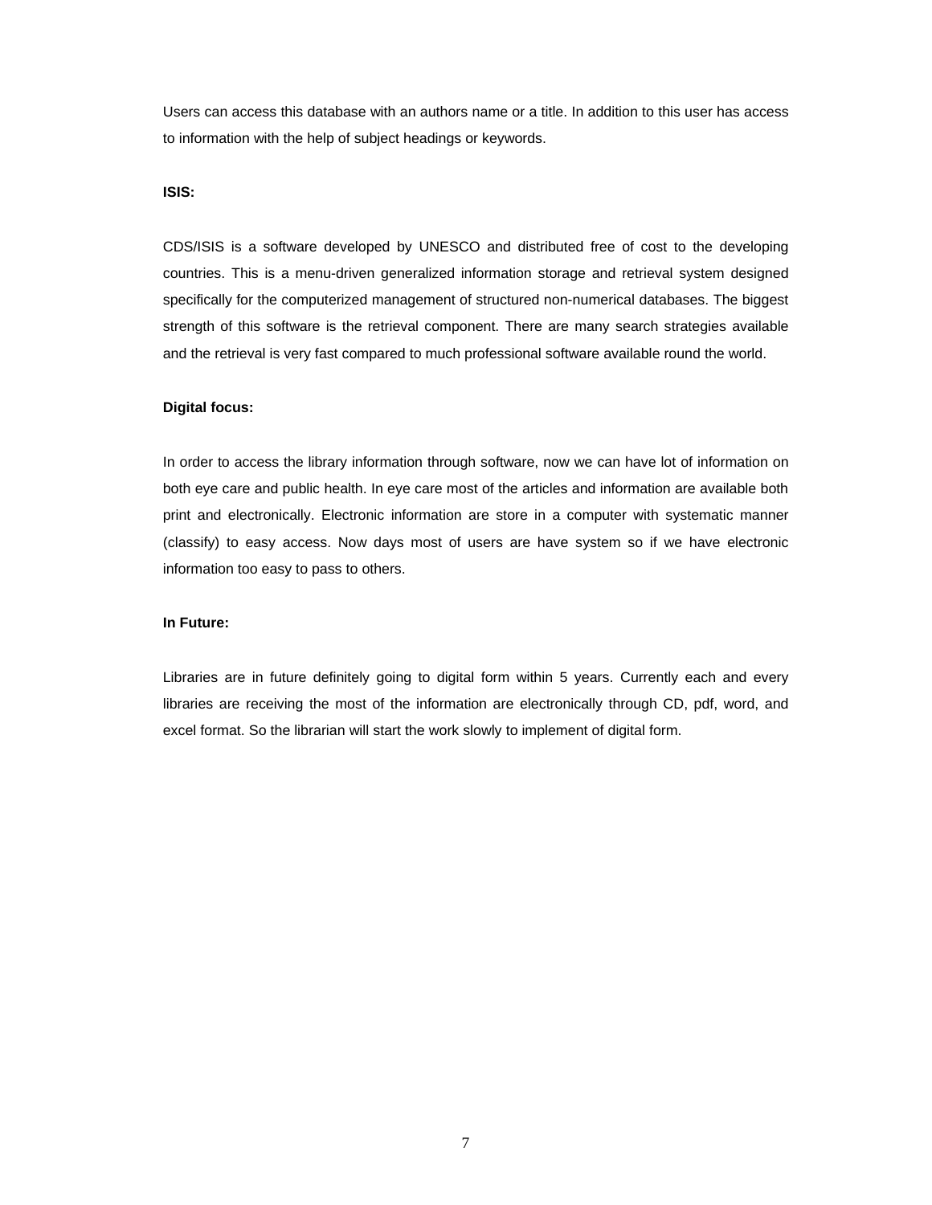Users can access this database with an authors name or a title. In addition to this user has access to information with the help of subject headings or keywords.

**ISIS:**

CDS/ISIS is a software developed by UNESCO and distributed free of cost to the developing countries. This is a menu-driven generalized information storage and retrieval system designed specifically for the computerized management of structured non-numerical databases. The biggest strength of this software is the retrieval component. There are many search strategies available and the retrieval is very fast compared to much professional software available round the world.

**Digital focus:**

In order to access the library information through software, now we can have lot of information on both eye care and public health. In eye care most of the articles and information are available both print and electronically. Electronic information are store in a computer with systematic manner (classify) to easy access. Now days most of users are have system so if we have electronic information too easy to pass to others.

**In Future:**

Libraries are in future definitely going to digital form within 5 years. Currently each and every libraries are receiving the most of the information are electronically through CD, pdf, word, and excel format. So the librarian will start the work slowly to implement of digital form.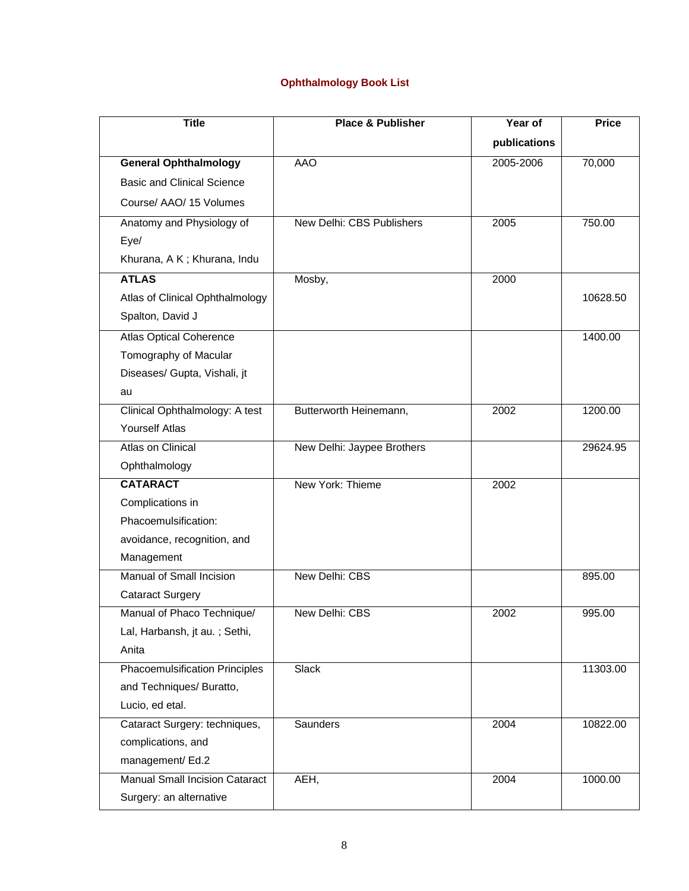## Ophthalmology Book List

| Title | Place & Publisher | Year of publications | Price |
|---|---|---|---|
| **General Ophthalmology** Basic and Clinical Science Course/ AAO/ 15 Volumes | AAO | 2005-2006 | 70,000 |
| Anatomy and Physiology of Eye/ Khurana, A K ; Khurana, Indu | New Delhi: CBS Publishers | 2005 | 750.00 |
| **ATLAS** Atlas of Clinical Ophthalmology Spalton, David J | Mosby, | 2000 | 10628.50 |
| Atlas Optical Coherence Tomography of Macular Diseases/ Gupta, Vishali, jt au | | | 1400.00 |
| Clinical Ophthalmology: A test Yourself Atlas | Butterworth Heinemann, | 2002 | 1200.00 |
| Atlas on Clinical Ophthalmology | New Delhi: Jaypee Brothers | | 29624.95 |
| **CATARACT** Complications in Phacoemulsification: avoidance, recognition, and Management | New York: Thieme | 2002 | |
| Manual of Small Incision Cataract Surgery | New Delhi: CBS | | 895.00 |
| Manual of Phaco Technique/ Lal, Harbansh, jt au. ; Sethi, Anita | New Delhi: CBS | 2002 | 995.00 |
| Phacoemulsification Principles and Techniques/ Buratto, Lucio, ed etal. | Slack | | 11303.00 |
| Cataract Surgery: techniques, complications, and management/ Ed.2 | Saunders | 2004 | 10822.00 |
| Manual Small Incision Cataract Surgery: an alternative | AEH, | 2004 | 1000.00 |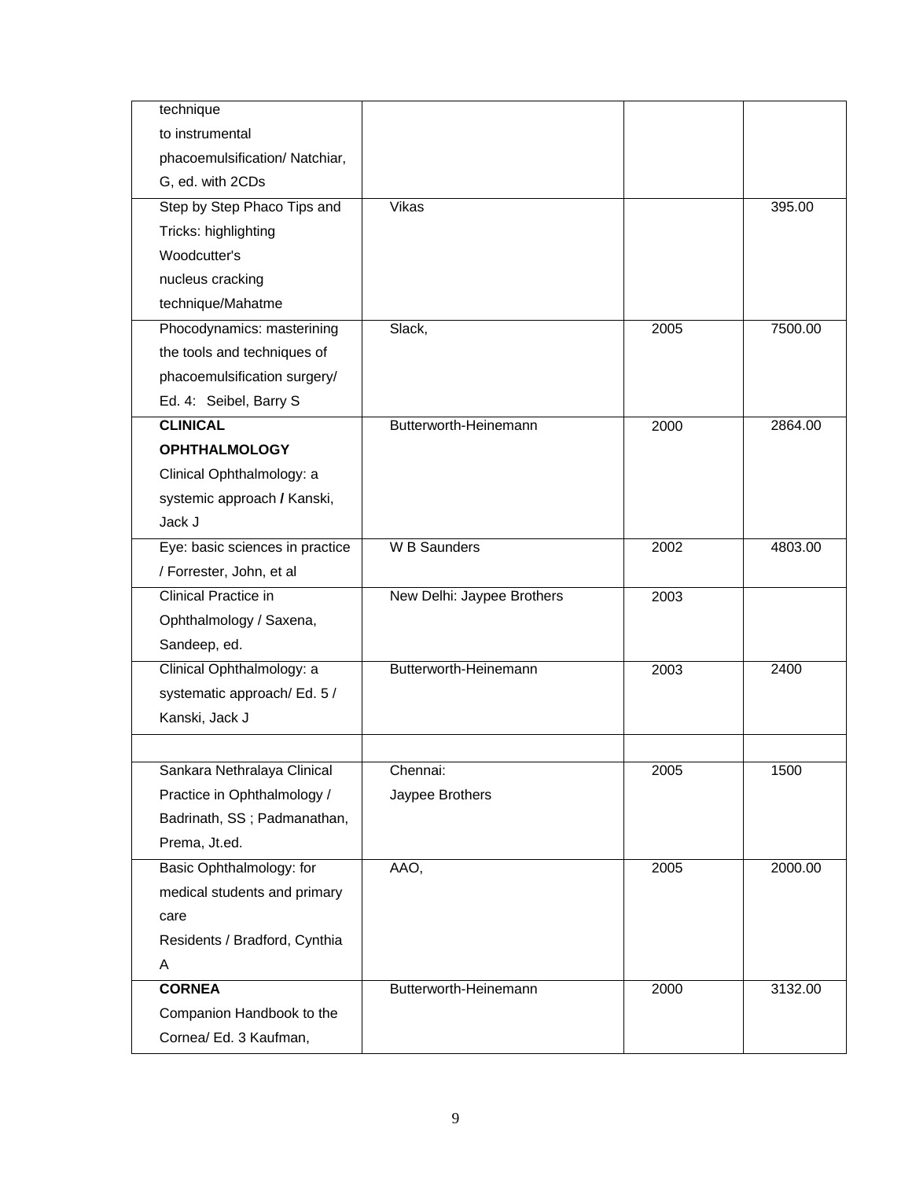| technique to instrumental phacoemulsification/ Natchiar, G, ed. with 2CDs | | | |
|---|---|---|---|
| Step by Step Phaco Tips and Tricks: highlighting Woodcutter's nucleus cracking technique/Mahatme | Vikas | | 395.00 |
| Phocodynamics: masterining the tools and techniques of phacoemulsification surgery/ Ed. 4: Seibel, Barry S | Slack, | 2005 | 7500.00 |
| **CLINICAL OPHTHALMOLOGY** Clinical Ophthalmology: a systemic approach **/** Kanski, Jack J | Butterworth-Heinemann | 2000 | 2864.00 |
| Eye: basic sciences in practice / Forrester, John, et al | W B Saunders | 2002 | 4803.00 |
| Clinical Practice in Ophthalmology / Saxena, Sandeep, ed. | New Delhi: Jaypee Brothers | 2003 | |
| Clinical Ophthalmology: a systematic approach/ Ed. 5 / Kanski, Jack J | Butterworth-Heinemann | 2003 | 2400 |
| | | | |
| Sankara Nethralaya Clinical Practice in Ophthalmology / Badrinath, SS ; Padmanathan, Prema, Jt.ed. | Chennai: Jaypee Brothers | 2005 | 1500 |
| Basic Ophthalmology: for medical students and primary care Residents / Bradford, Cynthia A | AAO, | 2005 | 2000.00 |
| **CORNEA** Companion Handbook to the Cornea/ Ed. 3 Kaufman, | Butterworth-Heinemann | 2000 | 3132.00 |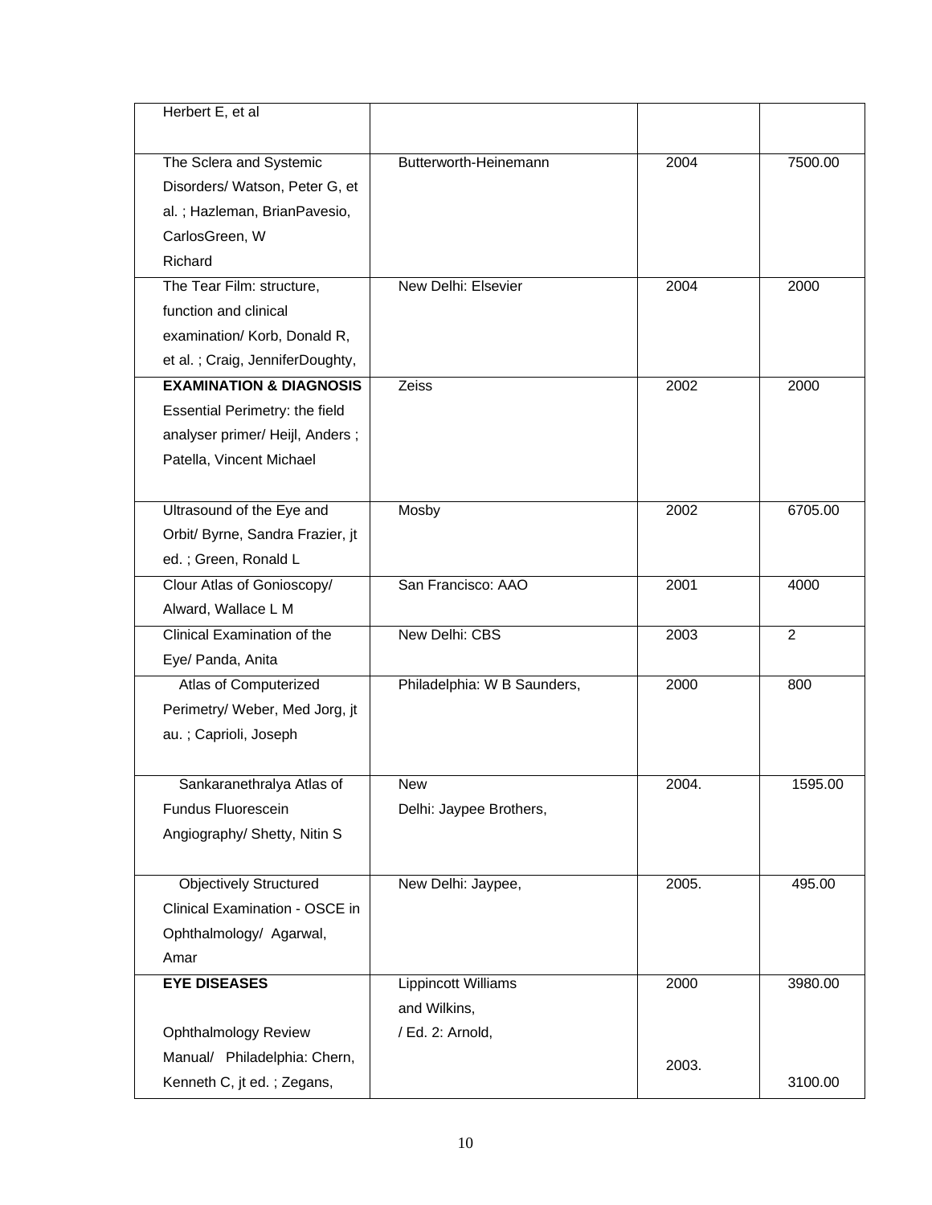| Herbert E, et al | | | |
|---|---|---|---|
| The Sclera and Systemic Disorders/ Watson, Peter G, et al. ; Hazleman, BrianPavesio, CarlosGreen, W Richard | Butterworth-Heinemann | 2004 | 7500.00 |
| The Tear Film: structure, function and clinical examination/ Korb, Donald R, et al. ; Craig, JenniferDoughty, | New Delhi: Elsevier | 2004 | 2000 |
| **EXAMINATION & DIAGNOSIS** Essential Perimetry: the field analyser primer/ Heijl, Anders ; Patella, Vincent Michael | Zeiss | 2002 | 2000 |
| Ultrasound of the Eye and Orbit/ Byrne, Sandra Frazier, jt ed. ; Green, Ronald L | Mosby | 2002 | 6705.00 |
| Clour Atlas of Gonioscopy/ Alward, Wallace L M | San Francisco: AAO | 2001 | 4000 |
| Clinical Examination of the Eye/ Panda, Anita | New Delhi: CBS | 2003 | 2 |
| Atlas of Computerized Perimetry/ Weber, Med Jorg, jt au. ; Caprioli, Joseph | Philadelphia: W B Saunders, | 2000 | 800 |
| Sankaranethralya Atlas of Fundus Fluorescein Angiography/ Shetty, Nitin S | New Delhi: Jaypee Brothers, | 2004. | 1595.00 |
| Objectively Structured Clinical Examination - OSCE in Ophthalmology/ Agarwal, Amar | New Delhi: Jaypee, | 2005. | 495.00 |
| **EYE DISEASES** Ophthalmology Review Manual/ Philadelphia: Chern, Kenneth C, jt ed. ; Zegans, | Lippincott Williams and Wilkins, / Ed. 2: Arnold, | 2000 2003. | 3980.00 3100.00 |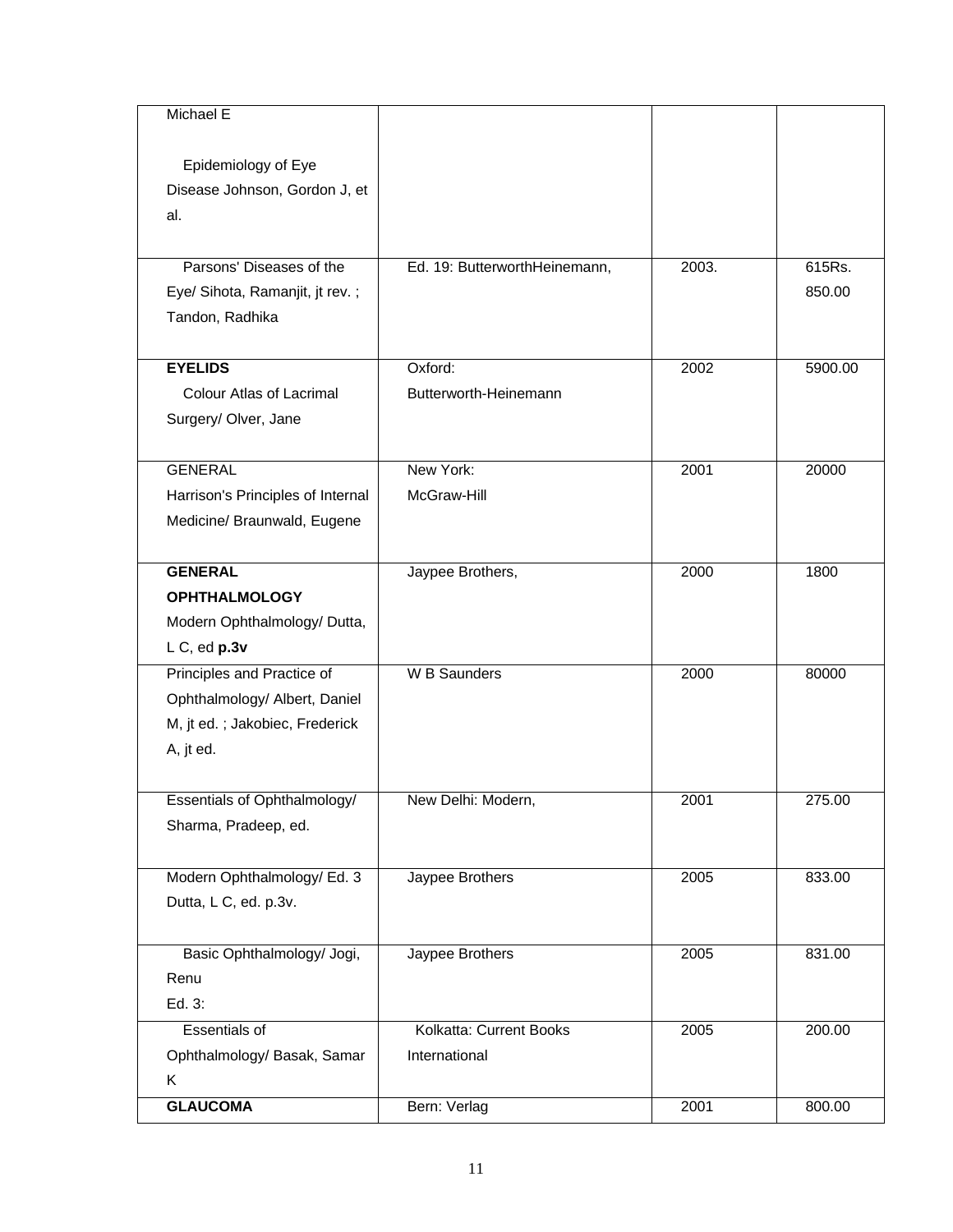| Michael E<br><br>Epidemiology of Eye Disease Johnson, Gordon J, et al. | | | |
|---|---|---|---|
| Parsons' Diseases of the Eye/ Sihota, Ramanjit, jt rev. ; Tandon, Radhika | Ed. 19: ButterworthHeinemann, | 2003. | 615Rs. 850.00 |
| **EYELIDS**<br>Colour Atlas of Lacrimal Surgery/ Olver, Jane | Oxford: Butterworth-Heinemann | 2002 | 5900.00 |
| GENERAL<br>Harrison's Principles of Internal Medicine/ Braunwald, Eugene | New York: McGraw-Hill | 2001 | 20000 |
| **GENERAL OPHTHALMOLOGY**<br>Modern Ophthalmology/ Dutta, L C, ed **p.3v** | Jaypee Brothers, | 2000 | 1800 |
| Principles and Practice of Ophthalmology/ Albert, Daniel M, jt ed. ; Jakobiec, Frederick A, jt ed. | W B Saunders | 2000 | 80000 |
| Essentials of Ophthalmology/ Sharma, Pradeep, ed. | New Delhi: Modern, | 2001 | 275.00 |
| Modern Ophthalmology/ Ed. 3 Dutta, L C, ed. p.3v. | Jaypee Brothers | 2005 | 833.00 |
| Basic Ophthalmology/ Jogi, Renu<br>Ed. 3: | Jaypee Brothers | 2005 | 831.00 |
| Essentials of Ophthalmology/ Basak, Samar K | Kolkatta: Current Books International | 2005 | 200.00 |
| **GLAUCOMA** | Bern: Verlag | 2001 | 800.00 |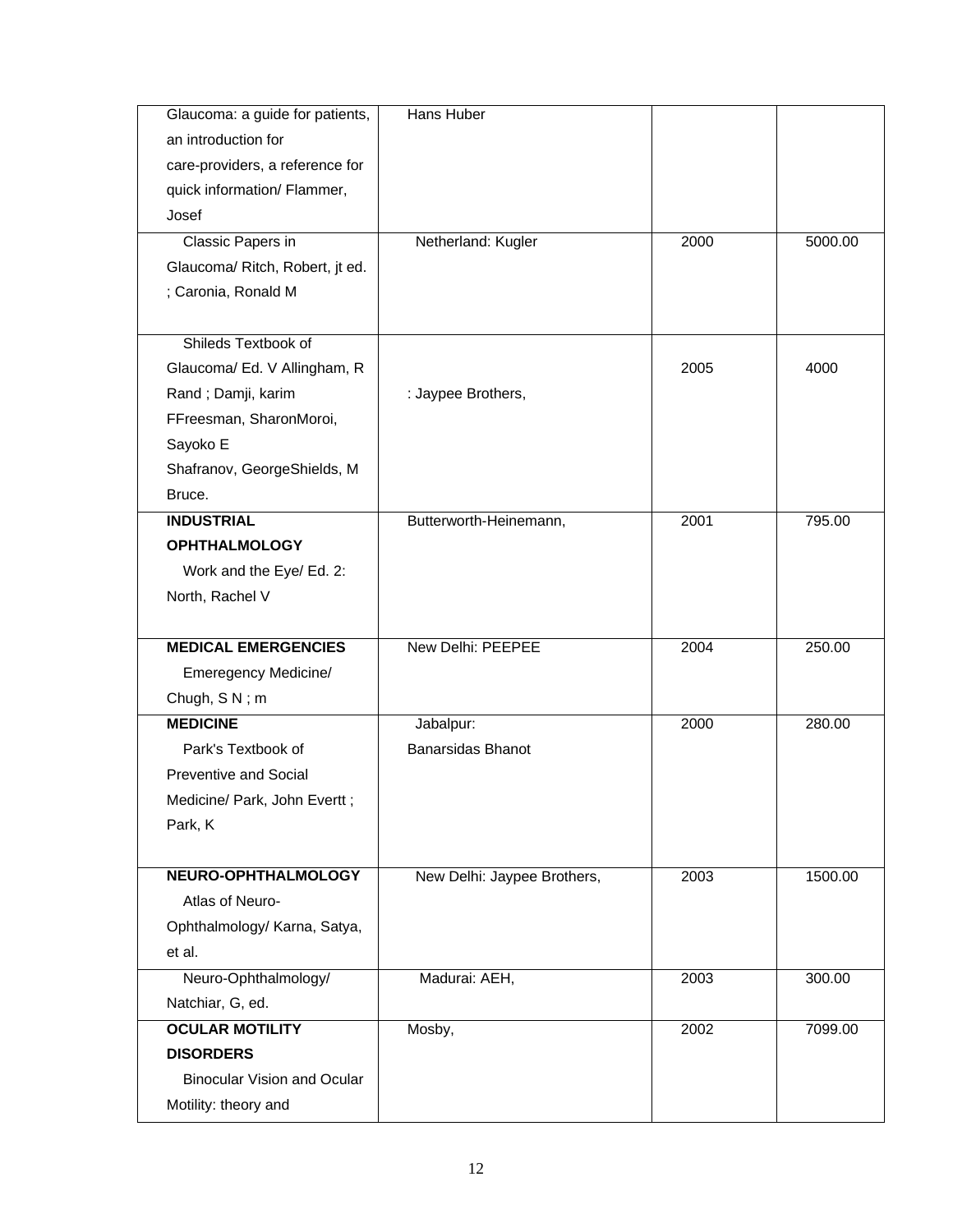| | | | |
|---|---|---|---|
| Glaucoma: a guide for patients, an introduction for care-providers, a reference for quick information/ Flammer, Josef | Hans Huber | | |
| Classic Papers in Glaucoma/ Ritch, Robert, jt ed. ; Caronia, Ronald M | Netherland: Kugler | 2000 | 5000.00 |
| Shileds Textbook of Glaucoma/ Ed. V Allingham, R Rand ; Damji, karim FFreesman, SharonMoroi, Sayoko E Shafranov, GeorgeShields, M Bruce. | : Jaypee Brothers, | 2005 | 4000 |
| **INDUSTRIAL OPHTHALMOLOGY** Work and the Eye/ Ed. 2: North, Rachel V | Butterworth-Heinemann, | 2001 | 795.00 |
| **MEDICAL EMERGENCIES** Emeregency Medicine/ Chugh, S N ; m | New Delhi: PEEPEE | 2004 | 250.00 |
| **MEDICINE** Park's Textbook of Preventive and Social Medicine/ Park, John Evertt ; Park, K | Jabalpur: Banarsidas Bhanot | 2000 | 280.00 |
| **NEURO-OPHTHALMOLOGY** Atlas of Neuro-Ophthalmology/ Karna, Satya, et al. | New Delhi: Jaypee Brothers, | 2003 | 1500.00 |
| Neuro-Ophthalmology/ Natchiar, G, ed. | Madurai: AEH, | 2003 | 300.00 |
| **OCULAR MOTILITY DISORDERS** Binocular Vision and Ocular Motility: theory and | Mosby, | 2002 | 7099.00 |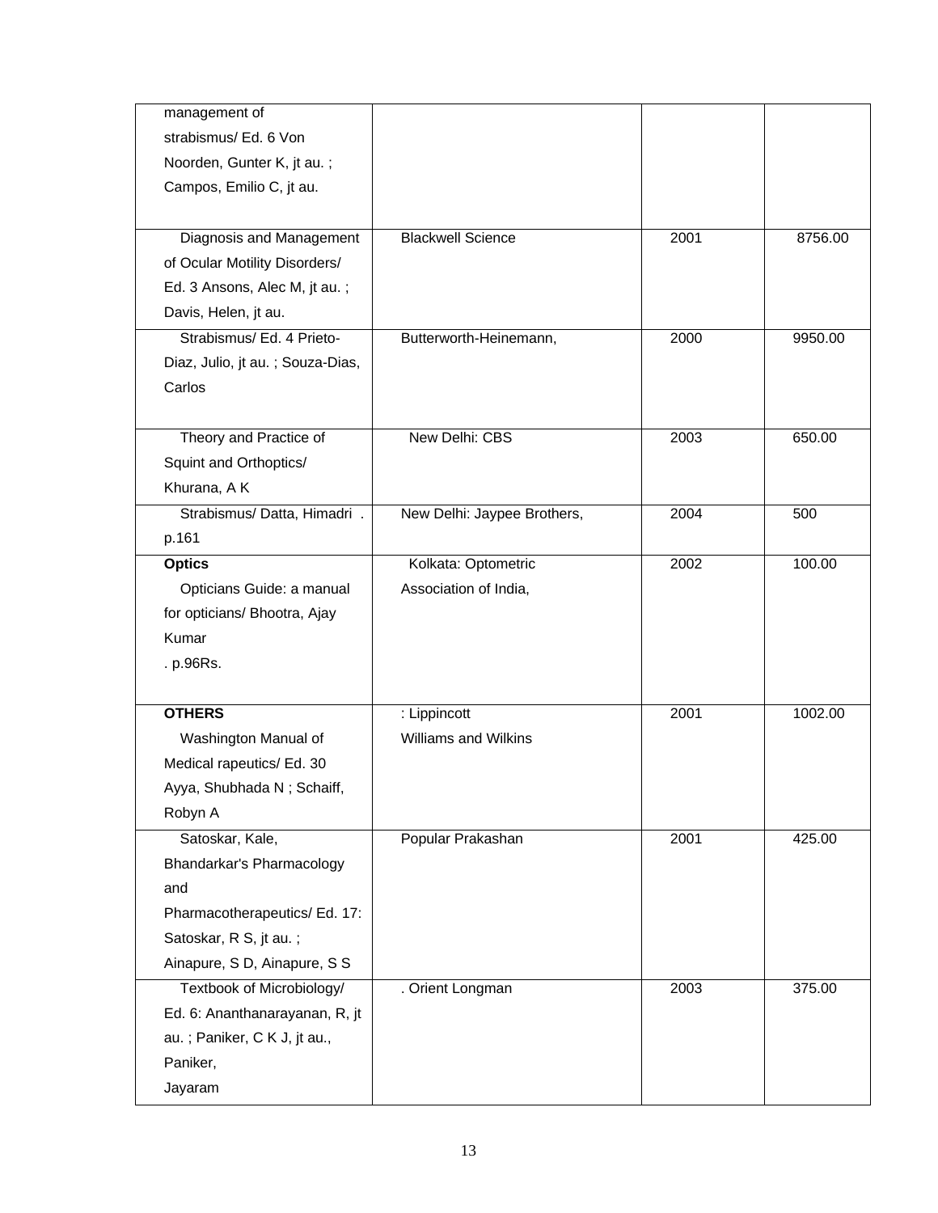| | | | |
|---|---|---|---|
| management of strabismus/ Ed. 6 Von Noorden, Gunter K, jt au. ; Campos, Emilio C, jt au. | | | |
| Diagnosis and Management of Ocular Motility Disorders/ Ed. 3 Ansons, Alec M, jt au. ; Davis, Helen, jt au. | Blackwell Science | 2001 | 8756.00 |
| Strabismus/ Ed. 4 Prieto-Diaz, Julio, jt au. ; Souza-Dias, Carlos | Butterworth-Heinemann, | 2000 | 9950.00 |
| Theory and Practice of Squint and Orthoptics/ Khurana, A K | New Delhi: CBS | 2003 | 650.00 |
| Strabismus/ Datta, Himadri . p.161 | New Delhi: Jaypee Brothers, | 2004 | 500 |
| **Optics**<br>Opticians Guide: a manual for opticians/ Bhootra, Ajay Kumar . p.96Rs. | Kolkata: Optometric Association of India, | 2002 | 100.00 |
| **OTHERS**<br>Washington Manual of Medical rapeutics/ Ed. 30 Ayya, Shubhada N ; Schaiff, Robyn A | : Lippincott Williams and Wilkins | 2001 | 1002.00 |
| Satoskar, Kale, Bhandarkar's Pharmacology and Pharmacotherapeutics/ Ed. 17: Satoskar, R S, jt au. ; Ainapure, S D, Ainapure, S S | Popular Prakashan | 2001 | 425.00 |
| Textbook of Microbiology/ Ed. 6: Ananthanarayanan, R, jt au. ; Paniker, C K J, jt au., Paniker, Jayaram | . Orient Longman | 2003 | 375.00 |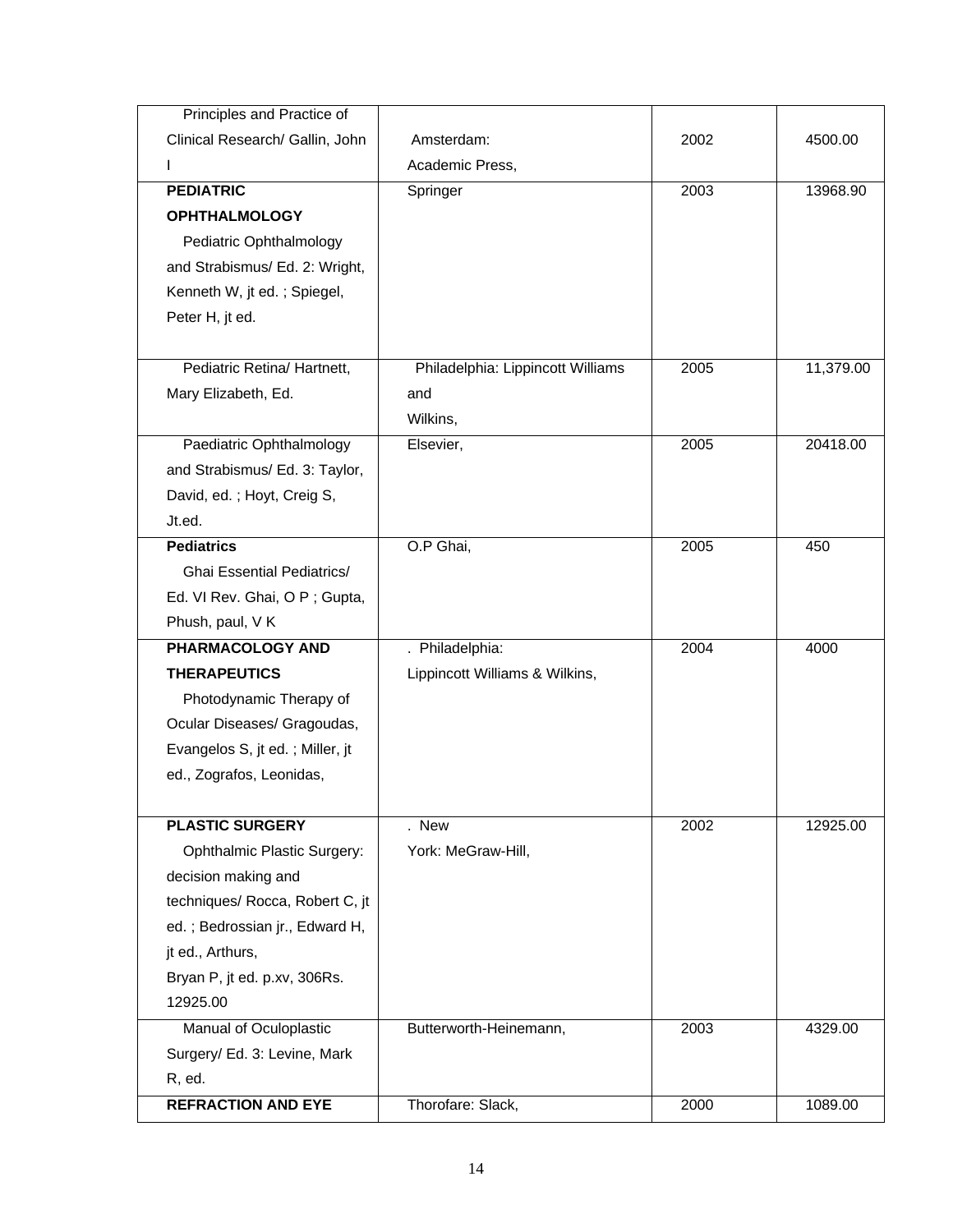| | | | |
|---|---|---|---|
| Principles and Practice of Clinical Research/ Gallin, John I | Amsterdam: Academic Press, | 2002 | 4500.00 |
| **PEDIATRIC OPHTHALMOLOGY** Pediatric Ophthalmology and Strabismus/ Ed. 2: Wright, Kenneth W, jt ed. ; Spiegel, Peter H, jt ed. | Springer | 2003 | 13968.90 |
| Pediatric Retina/ Hartnett, Mary Elizabeth, Ed. | Philadelphia: Lippincott Williams and Wilkins, | 2005 | 11,379.00 |
| Paediatric Ophthalmology and Strabismus/ Ed. 3: Taylor, David, ed. ; Hoyt, Creig S, Jt.ed. | Elsevier, | 2005 | 20418.00 |
| **Pediatrics** Ghai Essential Pediatrics/ Ed. VI Rev. Ghai, O P ; Gupta, Phush, paul, V K | O.P Ghai, | 2005 | 450 |
| **PHARMACOLOGY AND THERAPEUTICS** Photodynamic Therapy of Ocular Diseases/ Gragoudas, Evangelos S, jt ed. ; Miller, jt ed., Zografos, Leonidas, | . Philadelphia: Lippincott Williams & Wilkins, | 2004 | 4000 |
| **PLASTIC SURGERY** Ophthalmic Plastic Surgery: decision making and techniques/ Rocca, Robert C, jt ed. ; Bedrossian jr., Edward H, jt ed., Arthurs, Bryan P, jt ed. p.xv, 306Rs. 12925.00 | . New York: MeGraw-Hill, | 2002 | 12925.00 |
| Manual of Oculoplastic Surgery/ Ed. 3: Levine, Mark R, ed. | Butterworth-Heinemann, | 2003 | 4329.00 |
| **REFRACTION AND EYE** | Thorofare: Slack, | 2000 | 1089.00 |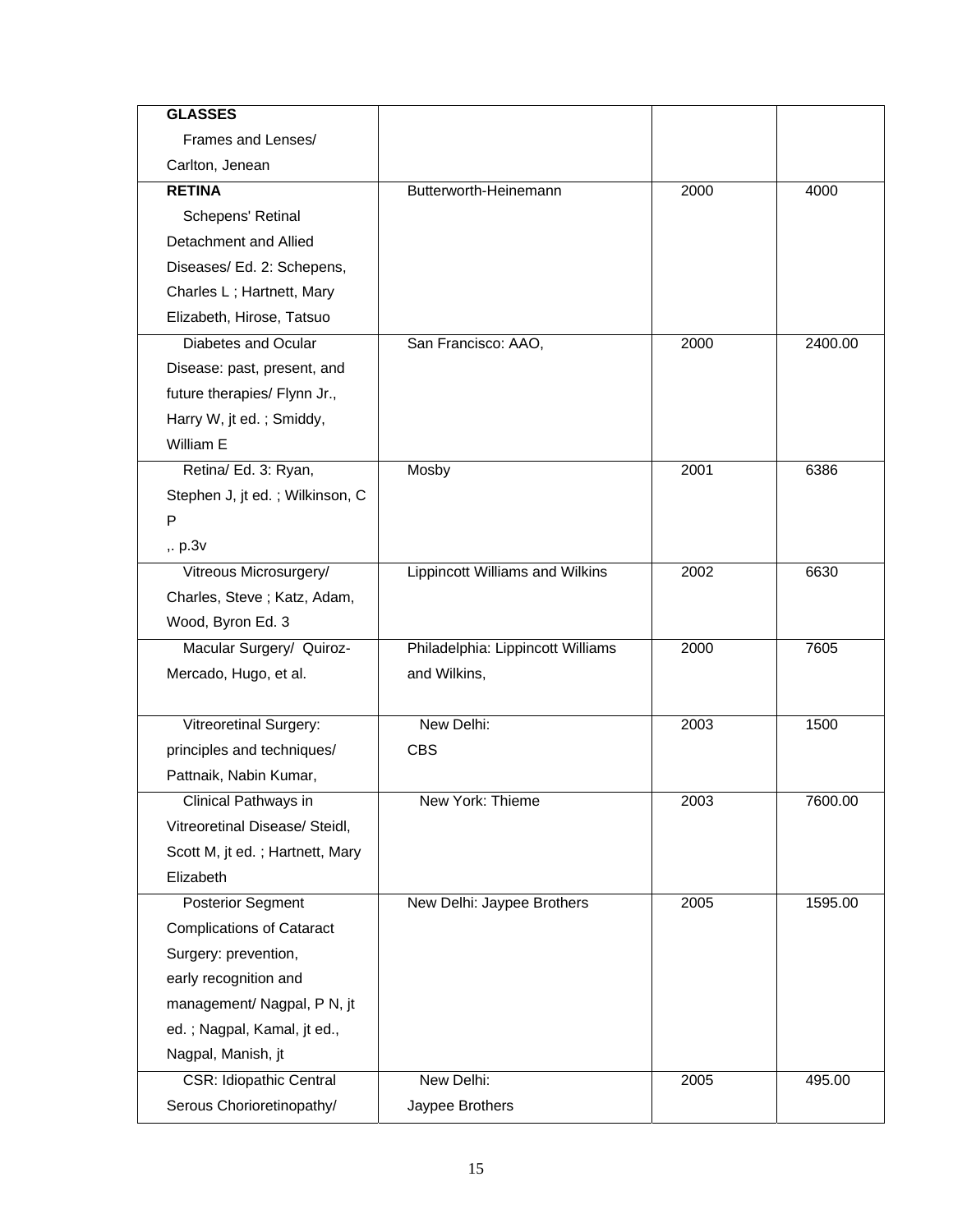| | | | |
|---|---|---|---|
| **GLASSES**<br>Frames and Lenses/ Carlton, Jenean | | | |
| **RETINA**<br>Schepens' Retinal Detachment and Allied Diseases/ Ed. 2: Schepens, Charles L ; Hartnett, Mary Elizabeth, Hirose, Tatsuo | Butterworth-Heinemann | 2000 | 4000 |
| Diabetes and Ocular Disease: past, present, and future therapies/ Flynn Jr., Harry W, jt ed. ; Smiddy, William E | San Francisco: AAO, | 2000 | 2400.00 |
| Retina/ Ed. 3: Ryan, Stephen J, jt ed. ; Wilkinson, C P<br>,. p.3v | Mosby | 2001 | 6386 |
| Vitreous Microsurgery/ Charles, Steve ; Katz, Adam, Wood, Byron Ed. 3 | Lippincott Williams and Wilkins | 2002 | 6630 |
| Macular Surgery/ Quiroz-Mercado, Hugo, et al. | Philadelphia: Lippincott Williams and Wilkins, | 2000 | 7605 |
| Vitreoretinal Surgery: principles and techniques/ Pattnaik, Nabin Kumar, | New Delhi: CBS | 2003 | 1500 |
| Clinical Pathways in Vitreoretinal Disease/ Steidl, Scott M, jt ed. ; Hartnett, Mary Elizabeth | New York: Thieme | 2003 | 7600.00 |
| Posterior Segment Complications of Cataract Surgery: prevention, early recognition and management/ Nagpal, P N, jt ed. ; Nagpal, Kamal, jt ed., Nagpal, Manish, jt | New Delhi: Jaypee Brothers | 2005 | 1595.00 |
| CSR: Idiopathic Central Serous Chorioretinopathy/ | New Delhi: Jaypee Brothers | 2005 | 495.00 |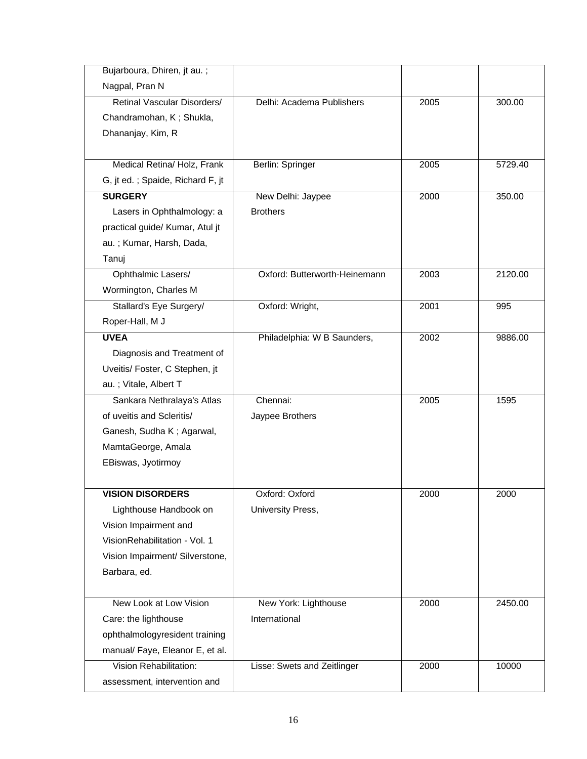| | | | |
|---|---|---|---|
| Bujarboura, Dhiren, jt au. ; Nagpal, Pran N | | | |
| Retinal Vascular Disorders/ Chandramohan, K ; Shukla, Dhananjay, Kim, R | Delhi: Academa Publishers | 2005 | 300.00 |
| Medical Retina/ Holz, Frank G, jt ed. ; Spaide, Richard F, jt | Berlin: Springer | 2005 | 5729.40 |
| **SURGERY** Lasers in Ophthalmology: a practical guide/ Kumar, Atul jt au. ; Kumar, Harsh, Dada, Tanuj | New Delhi: Jaypee Brothers | 2000 | 350.00 |
| Ophthalmic Lasers/ Wormington, Charles M | Oxford: Butterworth-Heinemann | 2003 | 2120.00 |
| Stallard's Eye Surgery/ Roper-Hall, M J | Oxford: Wright, | 2001 | 995 |
| **UVEA** Diagnosis and Treatment of Uveitis/ Foster, C Stephen, jt au. ; Vitale, Albert T | Philadelphia: W B Saunders, | 2002 | 9886.00 |
| Sankara Nethralaya's Atlas of uveitis and Scleritis/ Ganesh, Sudha K ; Agarwal, MamtaGeorge, Amala EBiswas, Jyotirmoy | Chennai: Jaypee Brothers | 2005 | 1595 |
| **VISION DISORDERS** Lighthouse Handbook on Vision Impairment and VisionRehabilitation - Vol. 1 Vision Impairment/ Silverstone, Barbara, ed. | Oxford: Oxford University Press, | 2000 | 2000 |
| New Look at Low Vision Care: the lighthouse ophthalmologyresident training manual/ Faye, Eleanor E, et al. | New York: Lighthouse International | 2000 | 2450.00 |
| Vision Rehabilitation: assessment, intervention and | Lisse: Swets and Zeitlinger | 2000 | 10000 |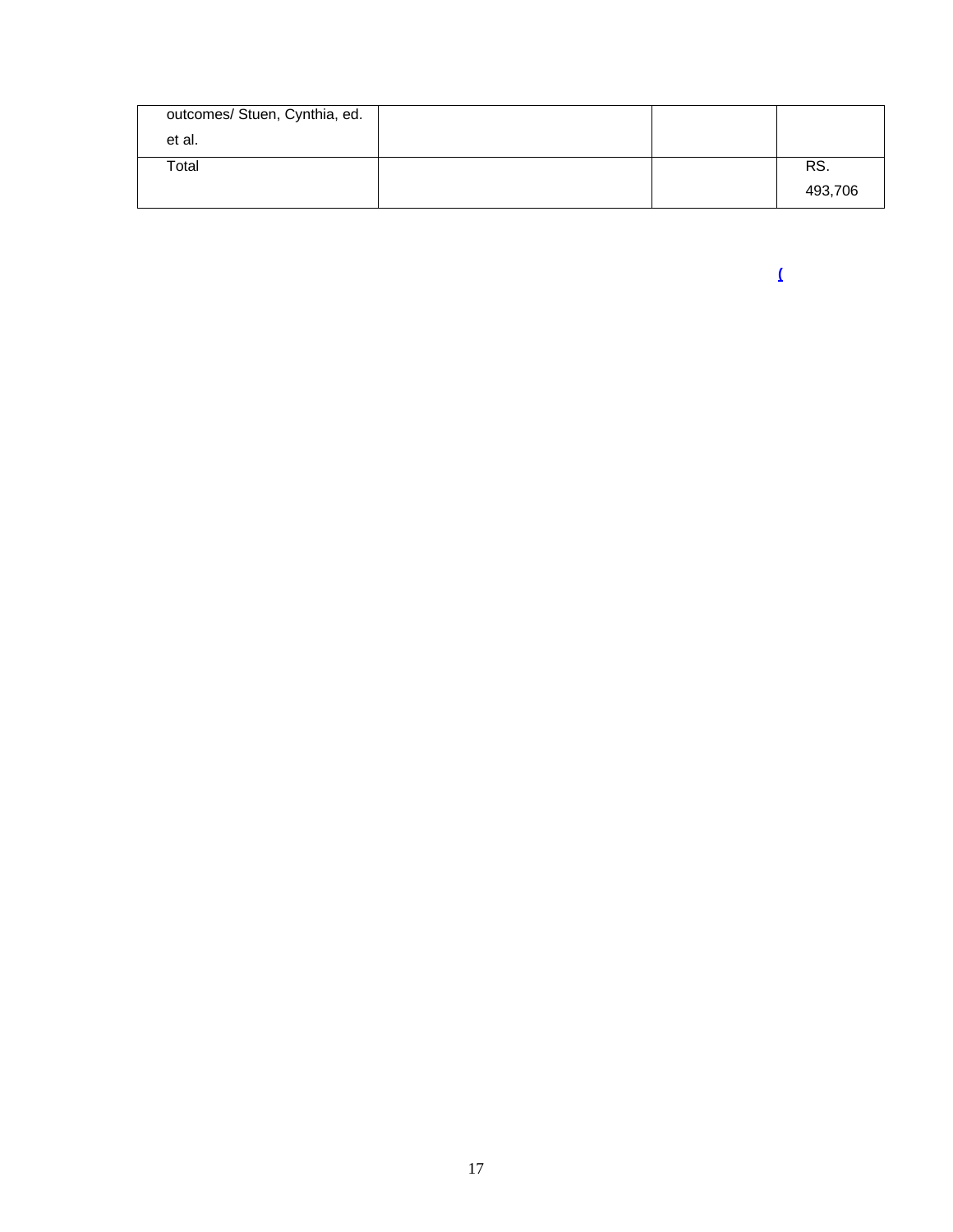| | | | |
|---|---|---|---|
| outcomes/ Stuen, Cynthia, ed. et al. | | | |
| Total | | | RS. 493,706 |

(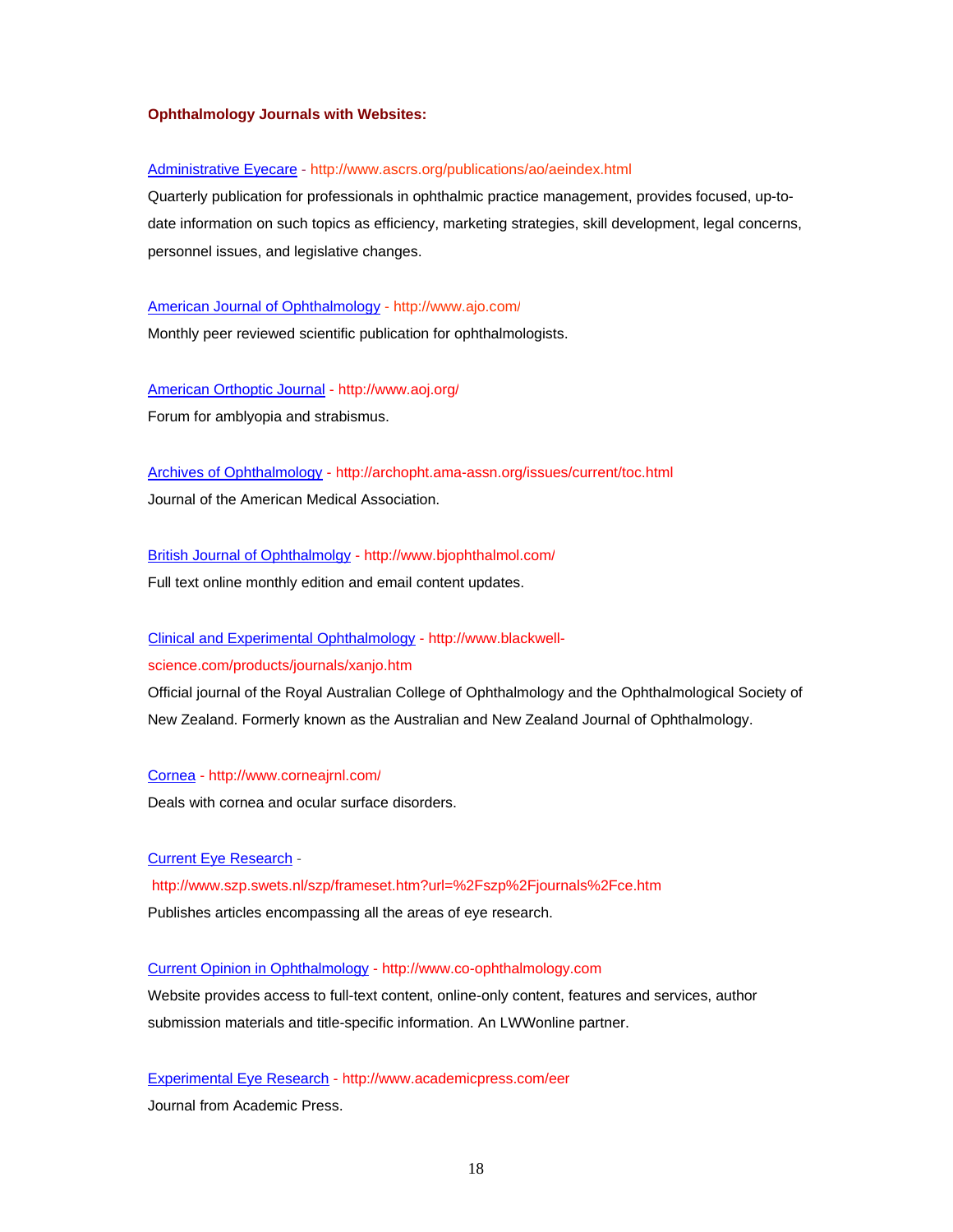**Ophthalmology Journals with Websites:**

Administrative Eyecare - http://www.ascrs.org/publications/ao/aeindex.html

Quarterly publication for professionals in ophthalmic practice management, provides focused, up-to-date information on such topics as efficiency, marketing strategies, skill development, legal concerns, personnel issues, and legislative changes.

American Journal of Ophthalmology - http://www.ajo.com/

Monthly peer reviewed scientific publication for ophthalmologists.

American Orthoptic Journal - http://www.aoj.org/

Forum for amblyopia and strabismus.

Archives of Ophthalmology - http://archopht.ama-assn.org/issues/current/toc.html

Journal of the American Medical Association.

British Journal of Ophthalmolgy - http://www.bjophthalmol.com/

Full text online monthly edition and email content updates.

Clinical and Experimental Ophthalmology - http://www.blackwell-science.com/products/journals/xanjo.htm

Official journal of the Royal Australian College of Ophthalmology and the Ophthalmological Society of New Zealand. Formerly known as the Australian and New Zealand Journal of Ophthalmology.

Cornea - http://www.corneajrnl.com/

Deals with cornea and ocular surface disorders.

Current Eye Research - http://www.szp.swets.nl/szp/frameset.htm?url=%2Fszp%2Fjournals%2Fce.htm

Publishes articles encompassing all the areas of eye research.

Current Opinion in Ophthalmology - http://www.co-ophthalmology.com

Website provides access to full-text content, online-only content, features and services, author submission materials and title-specific information. An LWWonline partner.

Experimental Eye Research - http://www.academicpress.com/eer

Journal from Academic Press.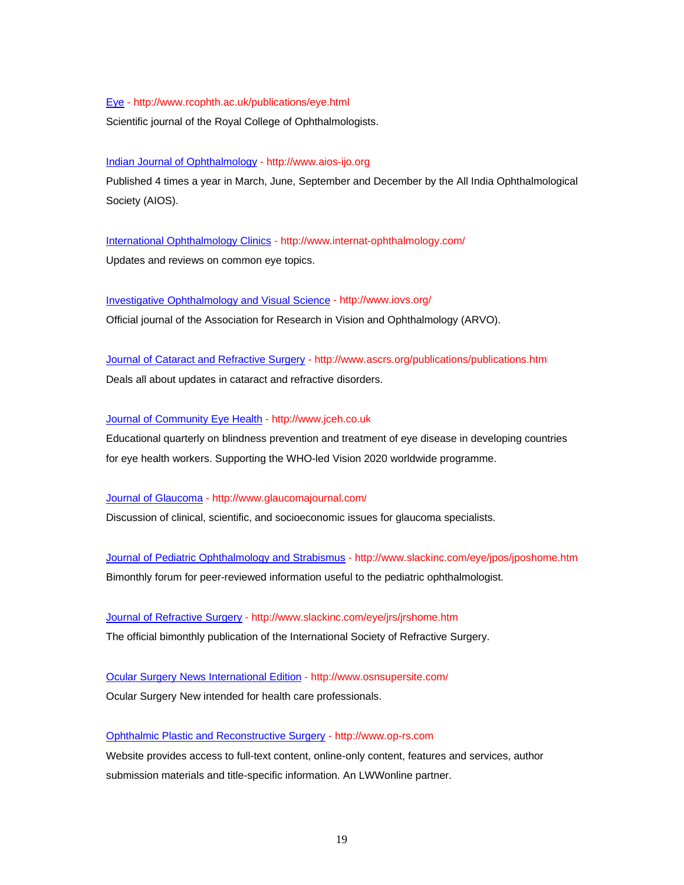Eye - http://www.rcophth.ac.uk/publications/eye.html

Scientific journal of the Royal College of Ophthalmologists.

Indian Journal of Ophthalmology - http://www.aios-ijo.org

Published 4 times a year in March, June, September and December by the All India Ophthalmological Society (AIOS).

International Ophthalmology Clinics - http://www.internat-ophthalmology.com/

Updates and reviews on common eye topics.

Investigative Ophthalmology and Visual Science - http://www.iovs.org/

Official journal of the Association for Research in Vision and Ophthalmology (ARVO).

Journal of Cataract and Refractive Surgery - http://www.ascrs.org/publications/publications.html

Deals all about updates in cataract and refractive disorders.

Journal of Community Eye Health - http://www.jceh.co.uk

Educational quarterly on blindness prevention and treatment of eye disease in developing countries for eye health workers. Supporting the WHO-led Vision 2020 worldwide programme.

Journal of Glaucoma - http://www.glaucomajournal.com/

Discussion of clinical, scientific, and socioeconomic issues for glaucoma specialists.

Journal of Pediatric Ophthalmology and Strabismus - http://www.slackinc.com/eye/jpos/jposhome.htm

Bimonthly forum for peer-reviewed information useful to the pediatric ophthalmologist.

Journal of Refractive Surgery - http://www.slackinc.com/eye/jrs/jrshome.htm

The official bimonthly publication of the International Society of Refractive Surgery.

Ocular Surgery News International Edition - http://www.osnsupersite.com/

Ocular Surgery New intended for health care professionals.

Ophthalmic Plastic and Reconstructive Surgery - http://www.op-rs.com

Website provides access to full-text content, online-only content, features and services, author submission materials and title-specific information. An LWWonline partner.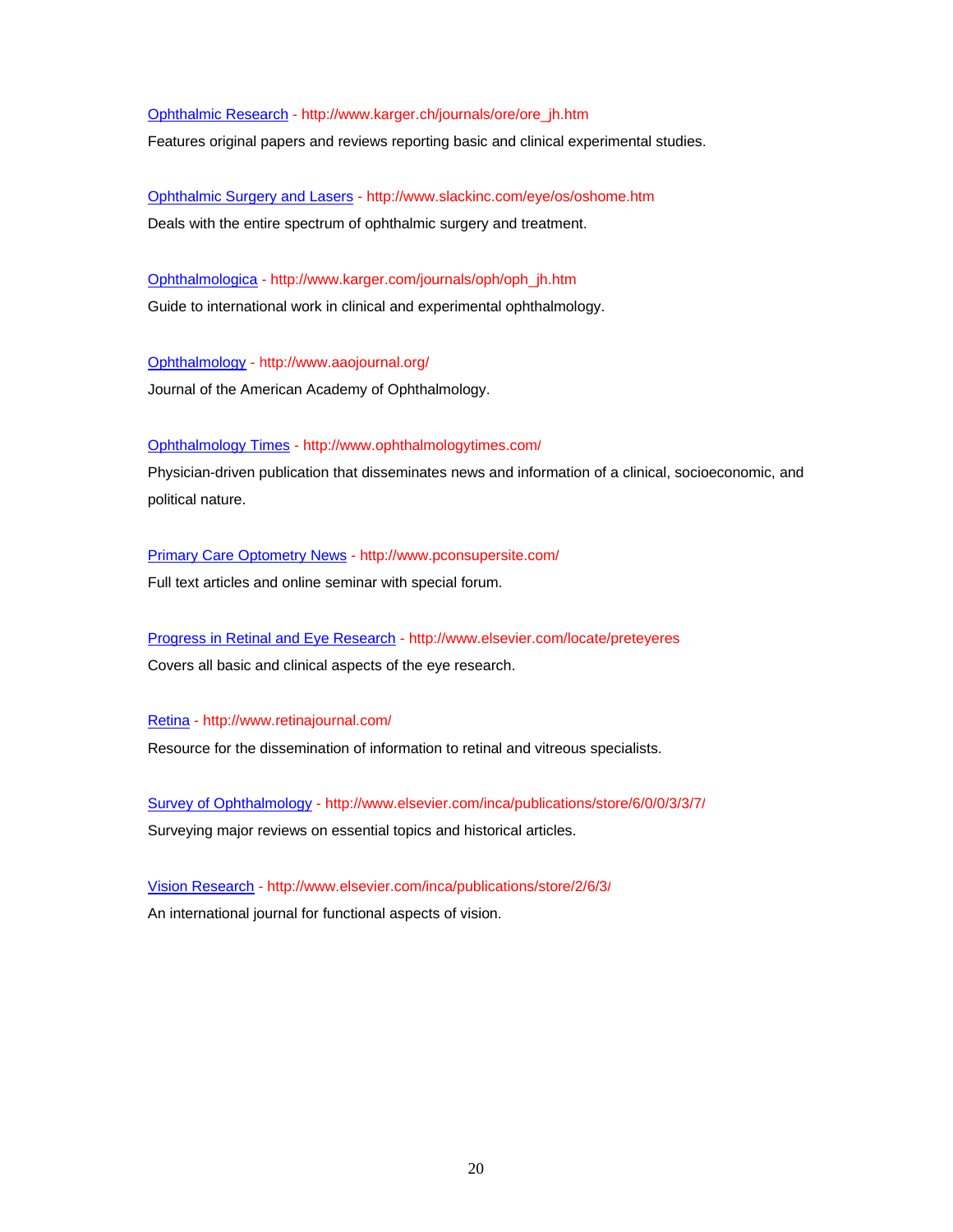Ophthalmic Research - http://www.karger.ch/journals/ore/ore_jh.htm

Features original papers and reviews reporting basic and clinical experimental studies.

Ophthalmic Surgery and Lasers - http://www.slackinc.com/eye/os/oshome.htm

Deals with the entire spectrum of ophthalmic surgery and treatment.

Ophthalmologica - http://www.karger.com/journals/oph/oph_jh.htm

Guide to international work in clinical and experimental ophthalmology.

Ophthalmology - http://www.aaojournal.org/

Journal of the American Academy of Ophthalmology.

Ophthalmology Times - http://www.ophthalmologytimes.com/

Physician-driven publication that disseminates news and information of a clinical, socioeconomic, and political nature.

Primary Care Optometry News - http://www.pconsupersite.com/

Full text articles and online seminar with special forum.

Progress in Retinal and Eye Research - http://www.elsevier.com/locate/preteyeres

Covers all basic and clinical aspects of the eye research.

Retina - http://www.retinajournal.com/

Resource for the dissemination of information to retinal and vitreous specialists.

Survey of Ophthalmology - http://www.elsevier.com/inca/publications/store/6/0/0/3/3/7/

Surveying major reviews on essential topics and historical articles.

Vision Research - http://www.elsevier.com/inca/publications/store/2/6/3/

An international journal for functional aspects of vision.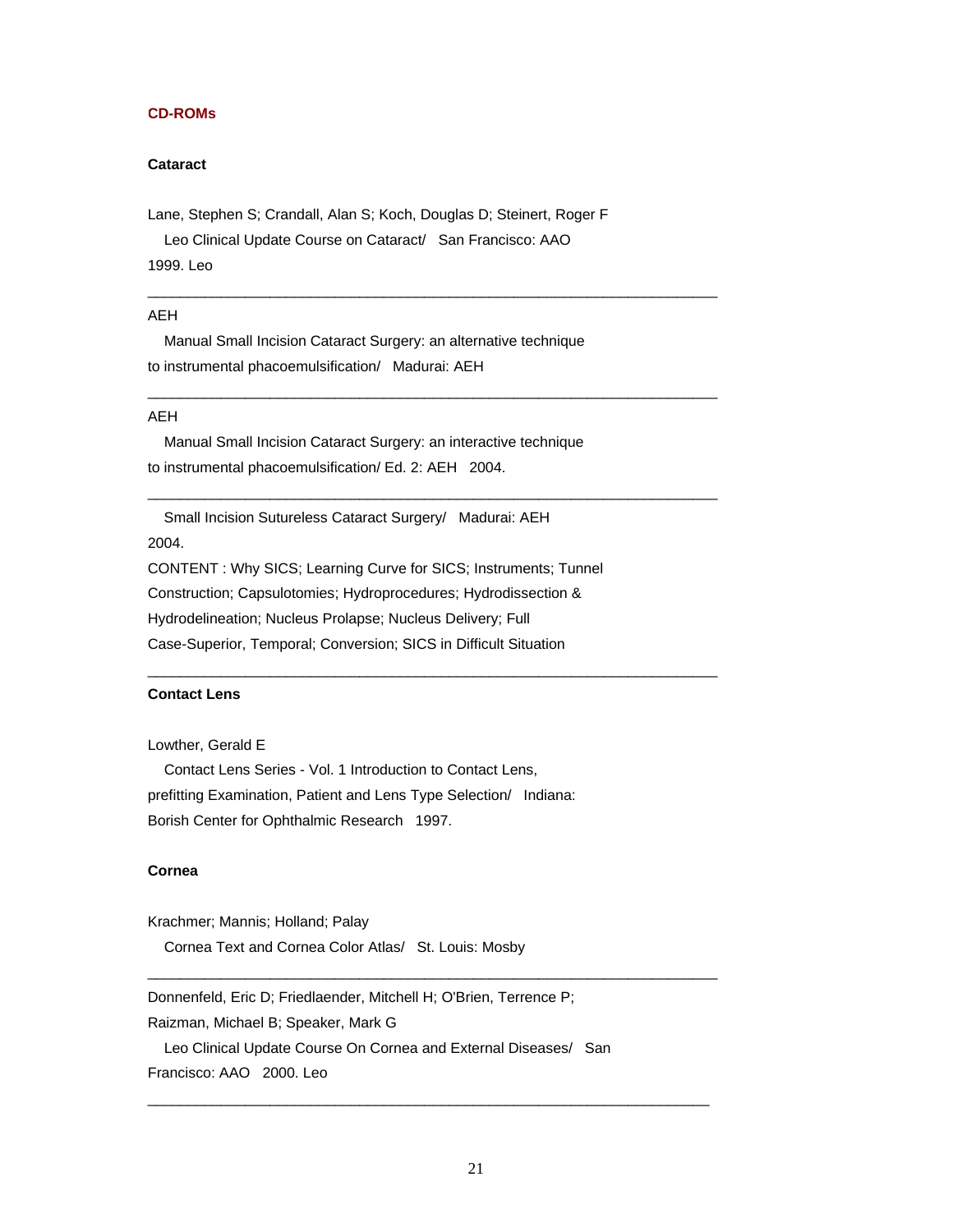## CD-ROMs

### Cataract

Lane, Stephen S; Crandall, Alan S; Koch, Douglas D; Steinert, Roger F
   Leo Clinical Update Course on Cataract/   San Francisco: AAO
1999. Leo

---

AEH
   Manual Small Incision Cataract Surgery: an alternative technique
to instrumental phacoemulsification/   Madurai: AEH

---

AEH
   Manual Small Incision Cataract Surgery: an interactive technique
to instrumental phacoemulsification/ Ed. 2: AEH   2004.

---

   Small Incision Sutureless Cataract Surgery/   Madurai: AEH
2004.
CONTENT : Why SICS; Learning Curve for SICS; Instruments; Tunnel Construction; Capsulotomies; Hydroprocedures; Hydrodissection & Hydrodelineation; Nucleus Prolapse; Nucleus Delivery; Full Case-Superior, Temporal; Conversion; SICS in Difficult Situation

---

### Contact Lens

Lowther, Gerald E
   Contact Lens Series - Vol. 1 Introduction to Contact Lens,
prefitting Examination, Patient and Lens Type Selection/   Indiana:
Borish Center for Ophthalmic Research   1997.

### Cornea

Krachmer; Mannis; Holland; Palay
   Cornea Text and Cornea Color Atlas/   St. Louis: Mosby

---

Donnenfeld, Eric D; Friedlaender, Mitchell H; O'Brien, Terrence P;
Raizman, Michael B; Speaker, Mark G
   Leo Clinical Update Course On Cornea and External Diseases/   San
Francisco: AAO   2000. Leo

---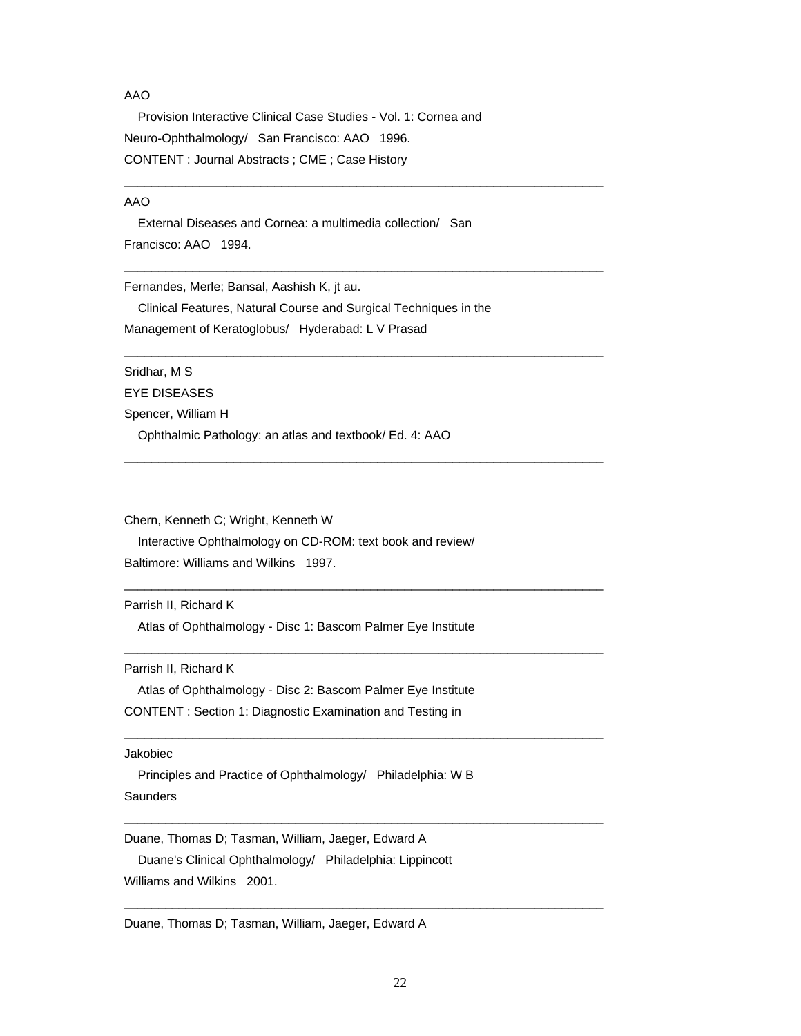AAO

Provision Interactive Clinical Case Studies - Vol. 1: Cornea and Neuro-Ophthalmology/ San Francisco: AAO 1996.
CONTENT : Journal Abstracts ; CME ; Case History

---

AAO

External Diseases and Cornea: a multimedia collection/ San Francisco: AAO 1994.

---

Fernandes, Merle; Bansal, Aashish K, jt au.

Clinical Features, Natural Course and Surgical Techniques in the Management of Keratoglobus/ Hyderabad: L V Prasad

---

Sridhar, M S
EYE DISEASES
Spencer, William H

Ophthalmic Pathology: an atlas and textbook/ Ed. 4: AAO

---

Chern, Kenneth C; Wright, Kenneth W

Interactive Ophthalmology on CD-ROM: text book and review/ Baltimore: Williams and Wilkins 1997.

---

Parrish II, Richard K

Atlas of Ophthalmology - Disc 1: Bascom Palmer Eye Institute

---

Parrish II, Richard K

Atlas of Ophthalmology - Disc 2: Bascom Palmer Eye Institute
CONTENT : Section 1: Diagnostic Examination and Testing in

---

Jakobiec

Principles and Practice of Ophthalmology/ Philadelphia: W B Saunders

---

Duane, Thomas D; Tasman, William, Jaeger, Edward A

Duane's Clinical Ophthalmology/ Philadelphia: Lippincott Williams and Wilkins 2001.

---

Duane, Thomas D; Tasman, William, Jaeger, Edward A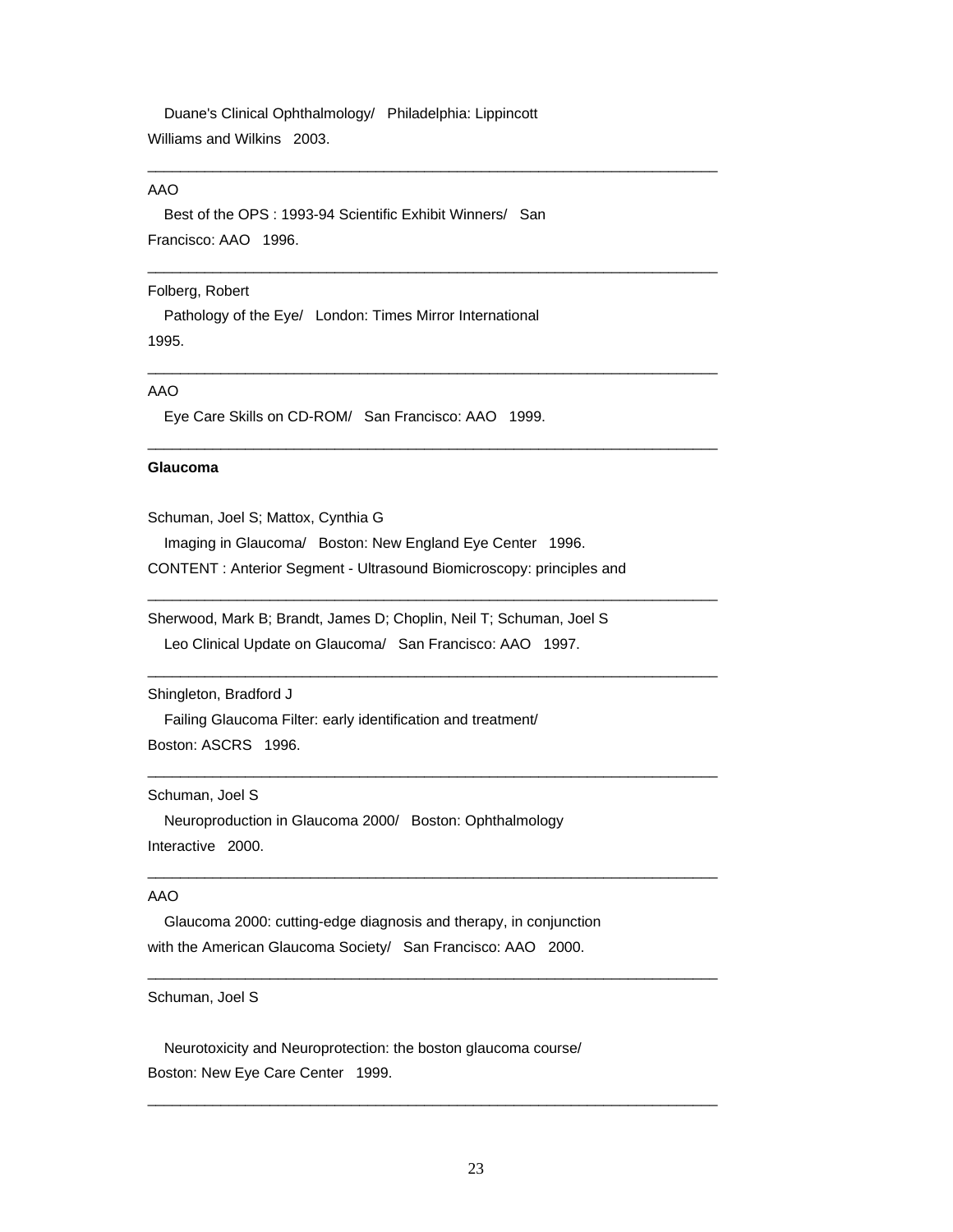Duane's Clinical Ophthalmology/ Philadelphia: Lippincott Williams and Wilkins 2003.

---

AAO

Best of the OPS : 1993-94 Scientific Exhibit Winners/ San Francisco: AAO 1996.

---

Folberg, Robert

Pathology of the Eye/ London: Times Mirror International 1995.

---

AAO

Eye Care Skills on CD-ROM/ San Francisco: AAO 1999.

---

**Glaucoma**

Schuman, Joel S; Mattox, Cynthia G

Imaging in Glaucoma/ Boston: New England Eye Center 1996.

CONTENT : Anterior Segment - Ultrasound Biomicroscopy: principles and

---

Sherwood, Mark B; Brandt, James D; Choplin, Neil T; Schuman, Joel S

Leo Clinical Update on Glaucoma/ San Francisco: AAO 1997.

---

Shingleton, Bradford J

Failing Glaucoma Filter: early identification and treatment/ Boston: ASCRS 1996.

---

Schuman, Joel S

Neuroproduction in Glaucoma 2000/ Boston: Ophthalmology Interactive 2000.

---

AAO

Glaucoma 2000: cutting-edge diagnosis and therapy, in conjunction with the American Glaucoma Society/ San Francisco: AAO 2000.

---

Schuman, Joel S

Neurotoxicity and Neuroprotection: the boston glaucoma course/ Boston: New Eye Care Center 1999.

---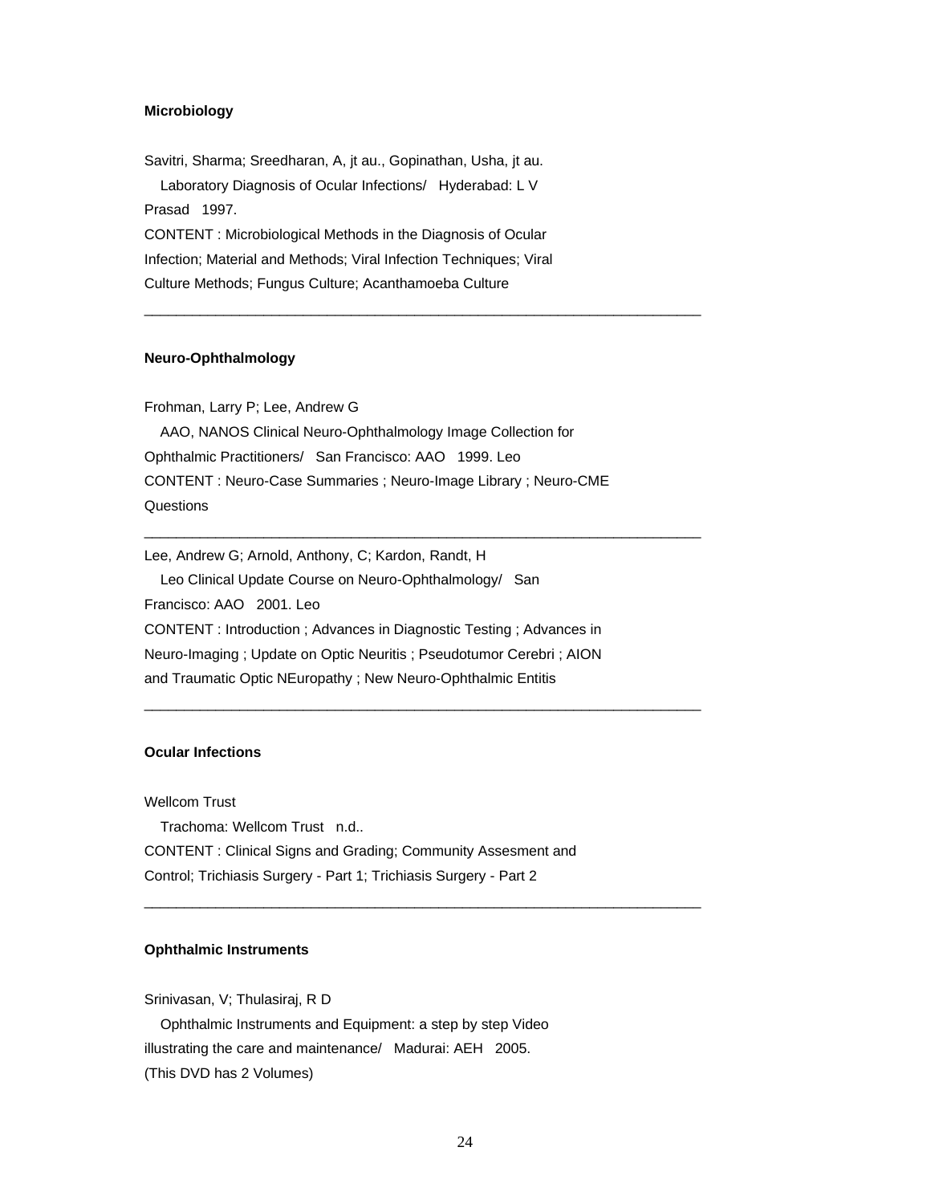**Microbiology**

Savitri, Sharma; Sreedharan, A, jt au., Gopinathan, Usha, jt au.
Laboratory Diagnosis of Ocular Infections/ Hyderabad: L V Prasad 1997.
CONTENT : Microbiological Methods in the Diagnosis of Ocular Infection; Material and Methods; Viral Infection Techniques; Viral Culture Methods; Fungus Culture; Acanthamoeba Culture

---

**Neuro-Ophthalmology**

Frohman, Larry P; Lee, Andrew G
AAO, NANOS Clinical Neuro-Ophthalmology Image Collection for Ophthalmic Practitioners/ San Francisco: AAO 1999. Leo
CONTENT : Neuro-Case Summaries ; Neuro-Image Library ; Neuro-CME Questions

---

Lee, Andrew G; Arnold, Anthony, C; Kardon, Randt, H
Leo Clinical Update Course on Neuro-Ophthalmology/ San Francisco: AAO 2001. Leo
CONTENT : Introduction ; Advances in Diagnostic Testing ; Advances in Neuro-Imaging ; Update on Optic Neuritis ; Pseudotumor Cerebri ; AION and Traumatic Optic NEuropathy ; New Neuro-Ophthalmic Entitis

---

**Ocular Infections**

Wellcom Trust
Trachoma: Wellcom Trust n.d..
CONTENT : Clinical Signs and Grading; Community Assesment and Control; Trichiasis Surgery - Part 1; Trichiasis Surgery - Part 2

---

**Ophthalmic Instruments**

Srinivasan, V; Thulasiraj, R D
Ophthalmic Instruments and Equipment: a step by step Video illustrating the care and maintenance/ Madurai: AEH 2005.
(This DVD has 2 Volumes)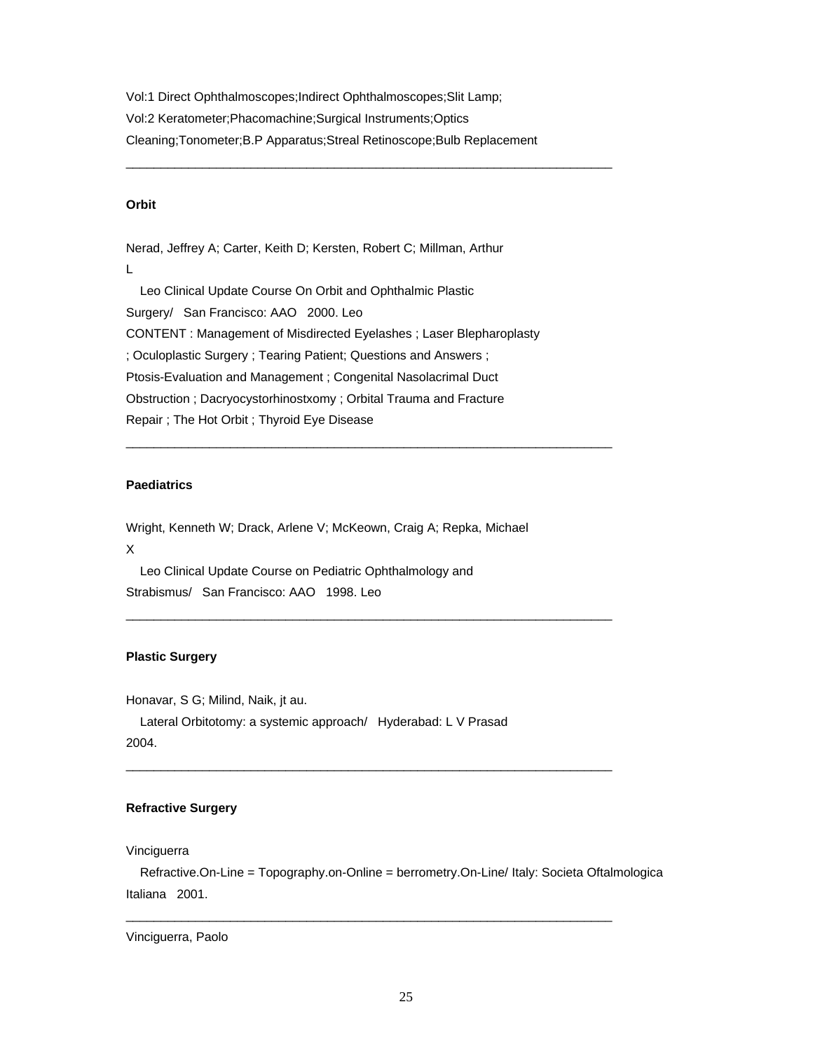Vol:1 Direct Ophthalmoscopes;Indirect Ophthalmoscopes;Slit Lamp;
Vol:2 Keratometer;Phacomachine;Surgical Instruments;Optics Cleaning;Tonometer;B.P Apparatus;Streal Retinoscope;Bulb Replacement

---

**Orbit**

Nerad, Jeffrey A; Carter, Keith D; Kersten, Robert C; Millman, Arthur L

Leo Clinical Update Course On Orbit and Ophthalmic Plastic Surgery/ San Francisco: AAO 2000. Leo
CONTENT : Management of Misdirected Eyelashes ; Laser Blepharoplasty ; Oculoplastic Surgery ; Tearing Patient; Questions and Answers ; Ptosis-Evaluation and Management ; Congenital Nasolacrimal Duct Obstruction ; Dacryocystorhinostxomy ; Orbital Trauma and Fracture Repair ; The Hot Orbit ; Thyroid Eye Disease

---

**Paediatrics**

Wright, Kenneth W; Drack, Arlene V; McKeown, Craig A; Repka, Michael X

Leo Clinical Update Course on Pediatric Ophthalmology and Strabismus/ San Francisco: AAO 1998. Leo

---

**Plastic Surgery**

Honavar, S G; Milind, Naik, jt au.

Lateral Orbitotomy: a systemic approach/ Hyderabad: L V Prasad 2004.

---

**Refractive Surgery**

Vinciguerra

Refractive.On-Line = Topography.on-Online = berrometry.On-Line/ Italy: Societa Oftalmologica Italiana 2001.

---

Vinciguerra, Paolo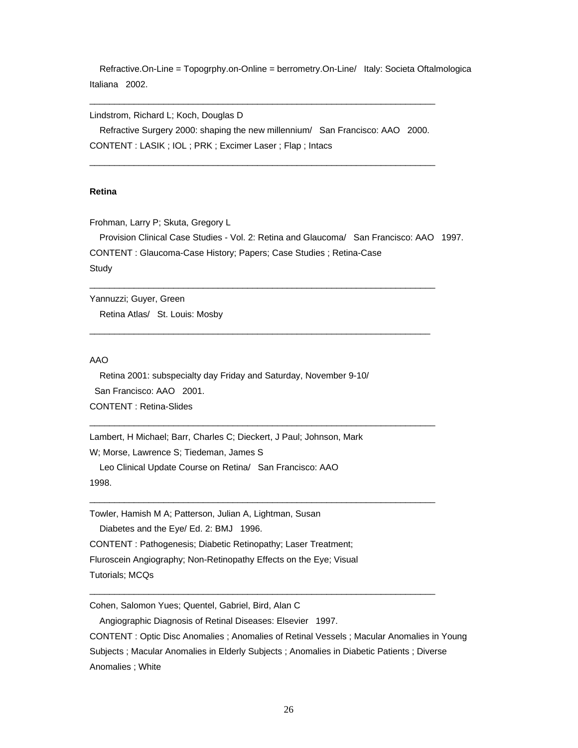Refractive.On-Line = Topogrphy.on-Online = berrometry.On-Line/ Italy: Societa Oftalmologica Italiana 2002.

---

Lindstrom, Richard L; Koch, Douglas D

Refractive Surgery 2000: shaping the new millennium/ San Francisco: AAO 2000.

CONTENT : LASIK ; IOL ; PRK ; Excimer Laser ; Flap ; Intacs

---

**Retina**

Frohman, Larry P; Skuta, Gregory L

Provision Clinical Case Studies - Vol. 2: Retina and Glaucoma/ San Francisco: AAO 1997.

CONTENT : Glaucoma-Case History; Papers; Case Studies ; Retina-Case Study

---

Yannuzzi; Guyer, Green

Retina Atlas/ St. Louis: Mosby

---

AAO

Retina 2001: subspecialty day Friday and Saturday, November 9-10/ San Francisco: AAO 2001.

CONTENT : Retina-Slides

---

Lambert, H Michael; Barr, Charles C; Dieckert, J Paul; Johnson, Mark W; Morse, Lawrence S; Tiedeman, James S

Leo Clinical Update Course on Retina/ San Francisco: AAO 1998.

---

Towler, Hamish M A; Patterson, Julian A, Lightman, Susan

Diabetes and the Eye/ Ed. 2: BMJ 1996.

CONTENT : Pathogenesis; Diabetic Retinopathy; Laser Treatment; Fluroscein Angiography; Non-Retinopathy Effects on the Eye; Visual Tutorials; MCQs

---

Cohen, Salomon Yues; Quentel, Gabriel, Bird, Alan C

Angiographic Diagnosis of Retinal Diseases: Elsevier 1997.

CONTENT : Optic Disc Anomalies ; Anomalies of Retinal Vessels ; Macular Anomalies in Young Subjects ; Macular Anomalies in Elderly Subjects ; Anomalies in Diabetic Patients ; Diverse Anomalies ; White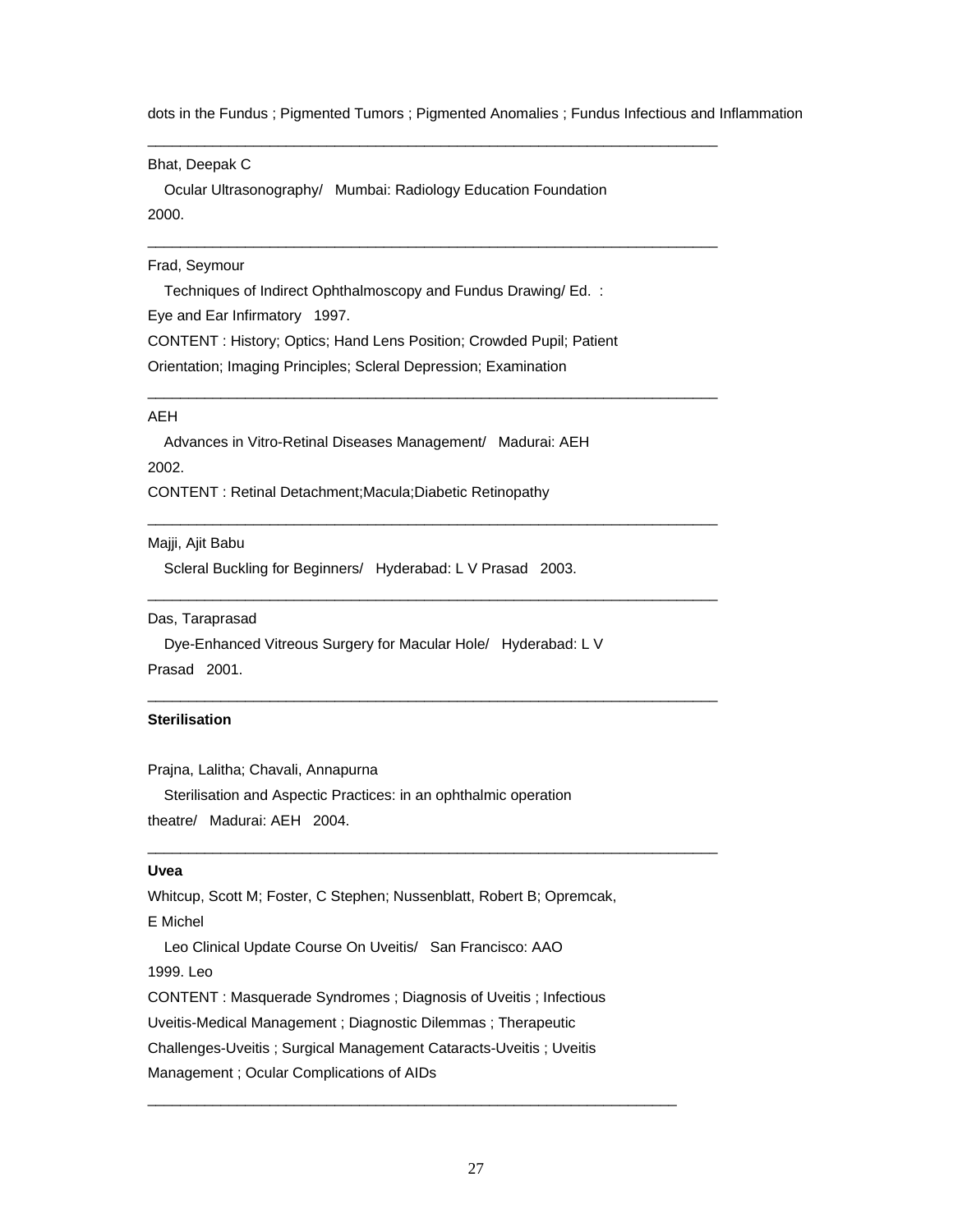dots in the Fundus ; Pigmented Tumors ; Pigmented Anomalies ; Fundus Infectious and Inflammation

---

Bhat, Deepak C

Ocular Ultrasonography/ Mumbai: Radiology Education Foundation 2000.

---

Frad, Seymour

Techniques of Indirect Ophthalmoscopy and Fundus Drawing/ Ed. : Eye and Ear Infirmatory 1997.

CONTENT : History; Optics; Hand Lens Position; Crowded Pupil; Patient Orientation; Imaging Principles; Scleral Depression; Examination

---

AEH

Advances in Vitro-Retinal Diseases Management/ Madurai: AEH 2002.

CONTENT : Retinal Detachment;Macula;Diabetic Retinopathy

---

Majji, Ajit Babu

Scleral Buckling for Beginners/ Hyderabad: L V Prasad 2003.

---

Das, Taraprasad

Dye-Enhanced Vitreous Surgery for Macular Hole/ Hyderabad: L V Prasad 2001.

---

**Sterilisation**

Prajna, Lalitha; Chavali, Annapurna

Sterilisation and Aspectic Practices: in an ophthalmic operation theatre/ Madurai: AEH 2004.

---

**Uvea**

Whitcup, Scott M; Foster, C Stephen; Nussenblatt, Robert B; Opremcak, E Michel

Leo Clinical Update Course On Uveitis/ San Francisco: AAO 1999. Leo

CONTENT : Masquerade Syndromes ; Diagnosis of Uveitis ; Infectious Uveitis-Medical Management ; Diagnostic Dilemmas ; Therapeutic Challenges-Uveitis ; Surgical Management Cataracts-Uveitis ; Uveitis Management ; Ocular Complications of AIDs

---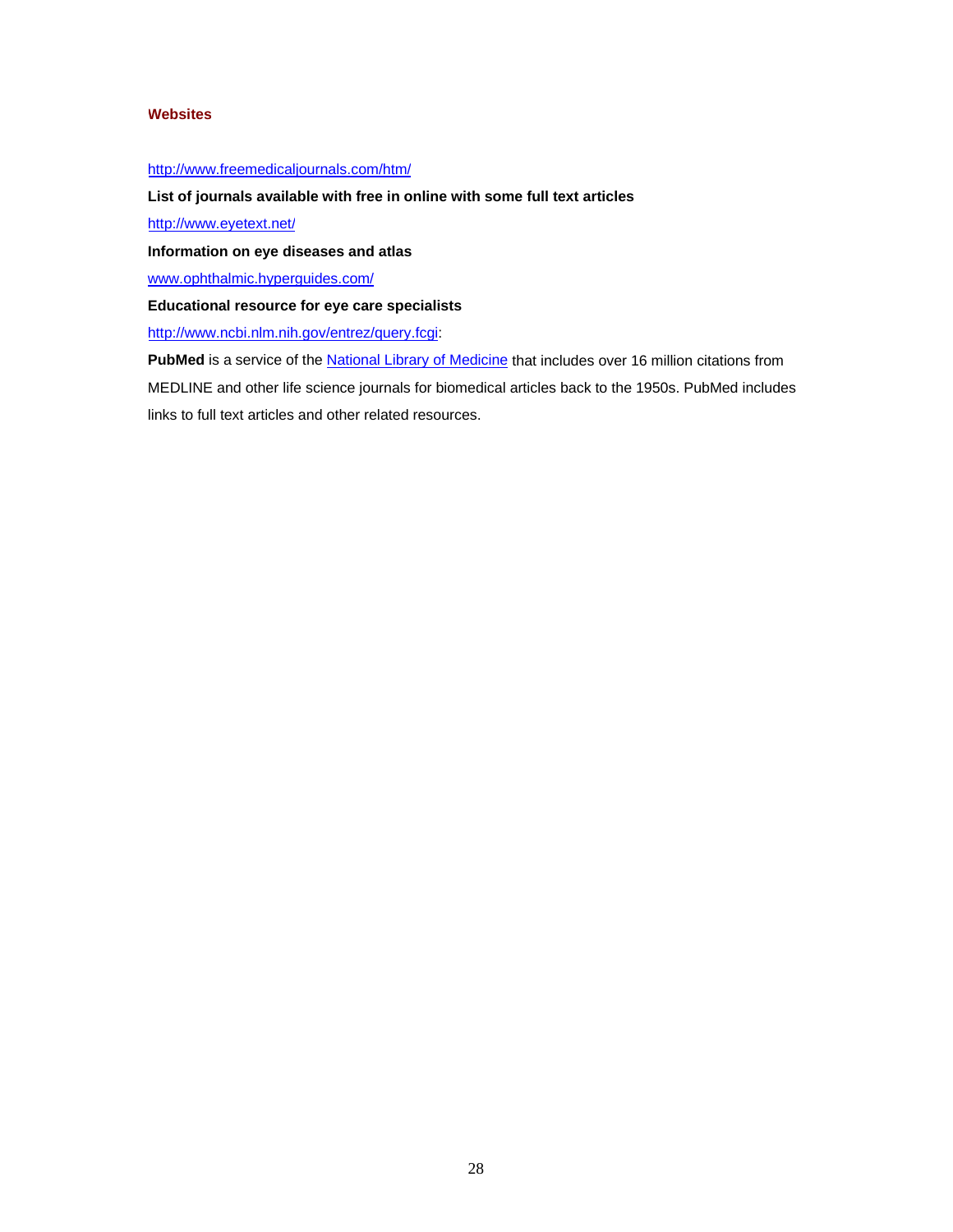### Websites

http://www.freemedicaljournals.com/htm/

**List of journals available with free in online with some full text articles**

http://www.eyetext.net/

**Information on eye diseases and atlas**

www.ophthalmic.hyperguides.com/

**Educational resource for eye care specialists**

http://www.ncbi.nlm.nih.gov/entrez/query.fcgi:

**PubMed** is a service of the National Library of Medicine that includes over 16 million citations from MEDLINE and other life science journals for biomedical articles back to the 1950s. PubMed includes links to full text articles and other related resources.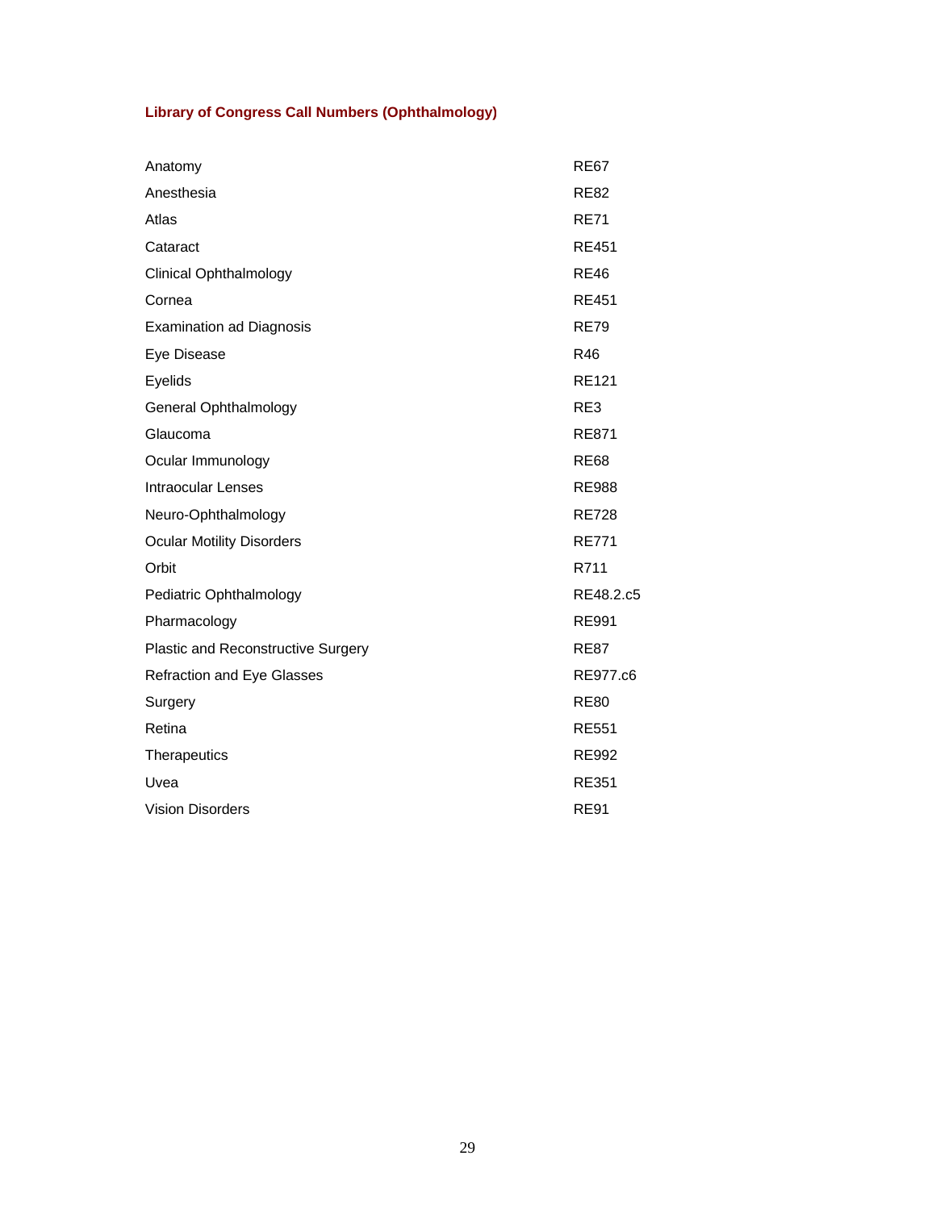### Library of Congress Call Numbers (Ophthalmology)

| | |
|---|---|
| Anatomy | RE67 |
| Anesthesia | RE82 |
| Atlas | RE71 |
| Cataract | RE451 |
| Clinical Ophthalmology | RE46 |
| Cornea | RE451 |
| Examination ad Diagnosis | RE79 |
| Eye Disease | R46 |
| Eyelids | RE121 |
| General Ophthalmology | RE3 |
| Glaucoma | RE871 |
| Ocular Immunology | RE68 |
| Intraocular Lenses | RE988 |
| Neuro-Ophthalmology | RE728 |
| Ocular Motility Disorders | RE771 |
| Orbit | R711 |
| Pediatric Ophthalmology | RE48.2.c5 |
| Pharmacology | RE991 |
| Plastic and Reconstructive Surgery | RE87 |
| Refraction and Eye Glasses | RE977.c6 |
| Surgery | RE80 |
| Retina | RE551 |
| Therapeutics | RE992 |
| Uvea | RE351 |
| Vision Disorders | RE91 |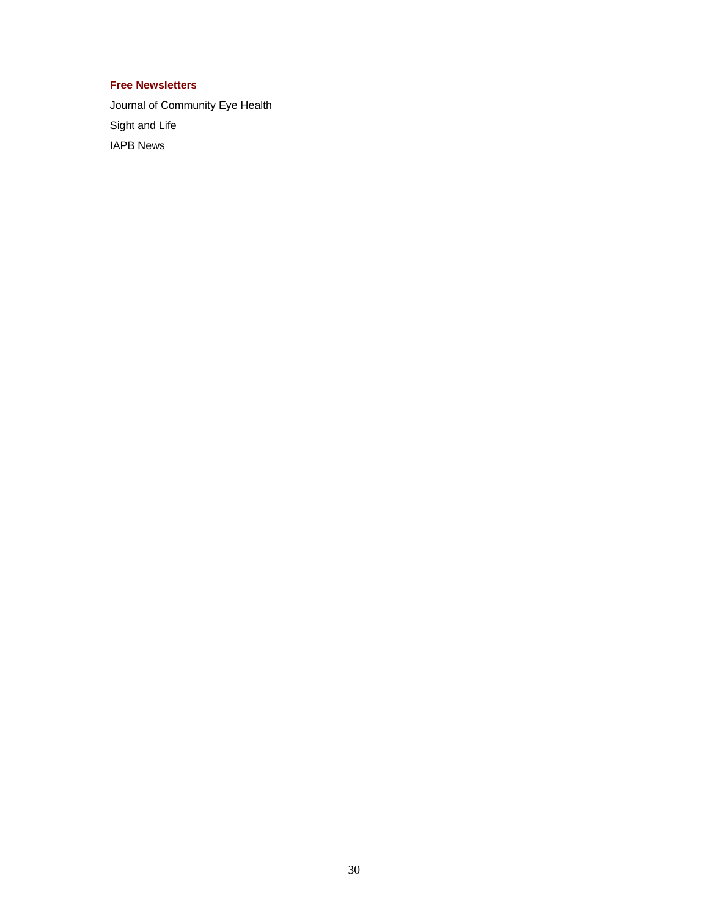### Free Newsletters

Journal of Community Eye Health

Sight and Life

IAPB News